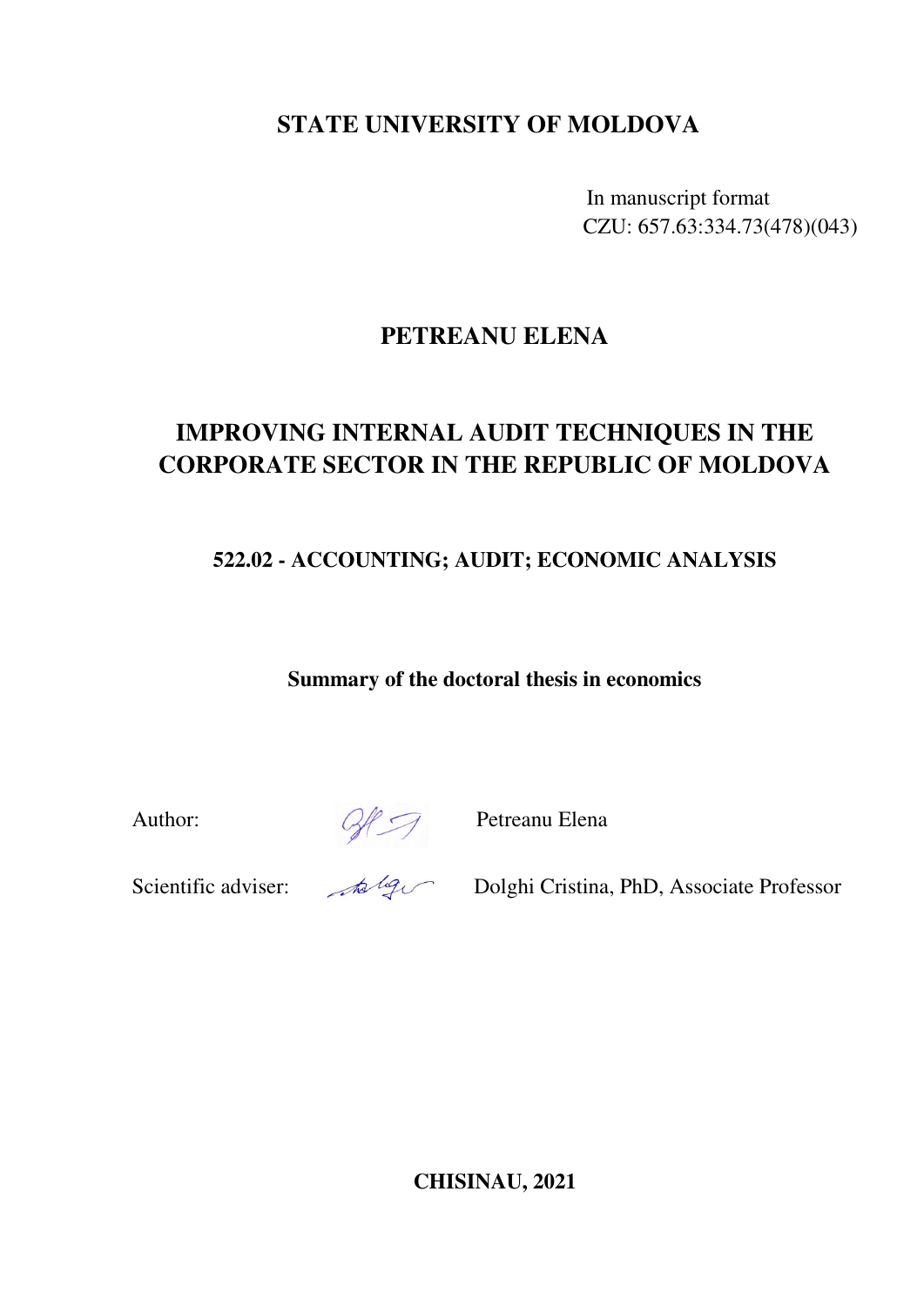**STATE UNIVERSITY OF MOLDOVA**

In manuscript format
CZU: 657.63:334.73(478)(043)

**PETREANU ELENA**

# IMPROVING INTERNAL AUDIT TECHNIQUES IN THE CORPORATE SECTOR IN THE REPUBLIC OF MOLDOVA

**522.02 - ACCOUNTING; AUDIT; ECONOMIC ANALYSIS**

**Summary of the doctoral thesis in economics**

Author: Petreanu Elena

Scientific adviser: Dolghi Cristina, PhD, Associate Professor

**CHISINAU, 2021**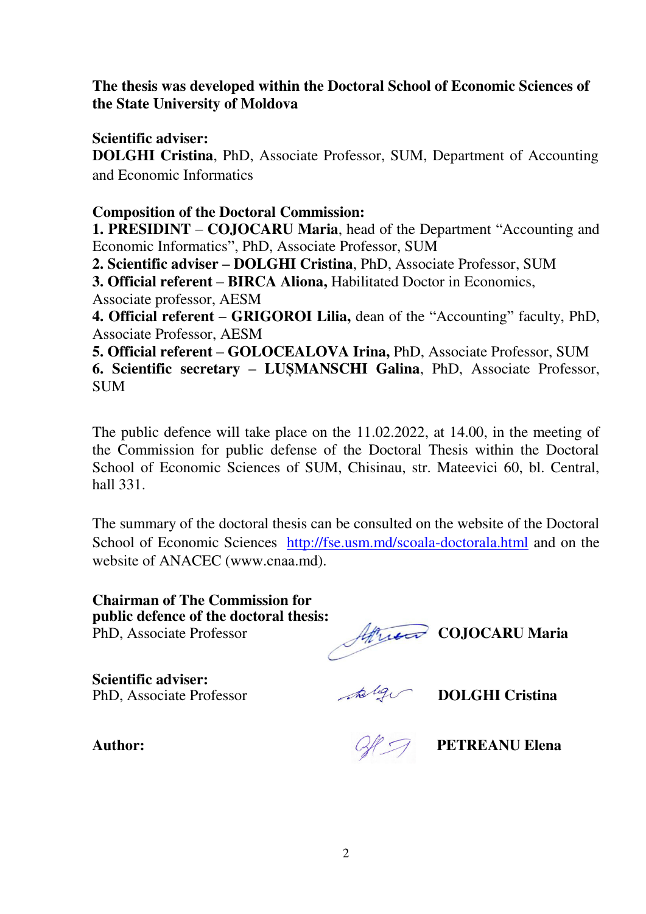**The thesis was developed within the Doctoral School of Economic Sciences of the State University of Moldova**

**Scientific adviser:**
**DOLGHI Cristina**, PhD, Associate Professor, SUM, Department of Accounting and Economic Informatics

**Composition of the Doctoral Commission:**
**1. PRESIDINT** – **COJOCARU Maria**, head of the Department "Accounting and Economic Informatics", PhD, Associate Professor, SUM
**2. Scientific adviser – DOLGHI Cristina**, PhD, Associate Professor, SUM
**3. Official referent – BIRCA Aliona,** Habilitated Doctor in Economics, Associate professor, AESM
**4. Official referent – GRIGOROI Lilia,** dean of the "Accounting" faculty, PhD, Associate Professor, AESM
**5. Official referent – GOLOCEALOVA Irina,** PhD, Associate Professor, SUM
**6. Scientific secretary – LUȘMANSCHI Galina**, PhD, Associate Professor, SUM

The public defence will take place on the 11.02.2022, at 14.00, in the meeting of the Commission for public defense of the Doctoral Thesis within the Doctoral School of Economic Sciences of SUM, Chisinau, str. Mateevici 60, bl. Central, hall 331.

The summary of the doctoral thesis can be consulted on the website of the Doctoral School of Economic Sciences http://fse.usm.md/scoala-doctorala.html and on the website of ANACEC (www.cnaa.md).

**Chairman of The Commission for public defence of the doctoral thesis:**
PhD, Associate Professor **COJOCARU Maria**

**Scientific adviser:**
PhD, Associate Professor **DOLGHI Cristina**

**Author:** **PETREANU Elena**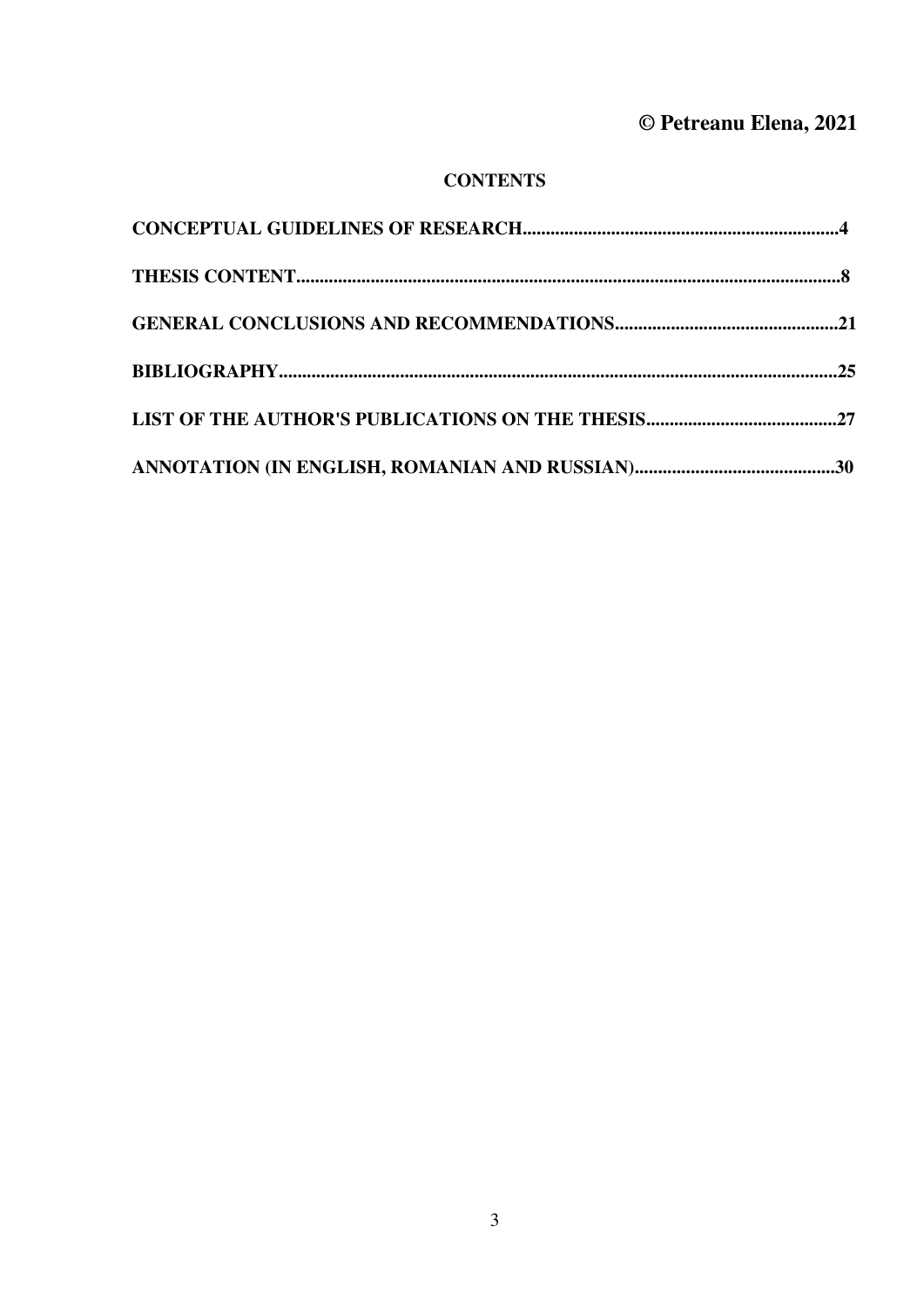**© Petreanu Elena, 2021**

## CONTENTS

**CONCEPTUAL GUIDELINES OF RESEARCH....................................................................4**

**THESIS CONTENT....................................................................................................................8**

**GENERAL CONCLUSIONS AND RECOMMENDATIONS................................................21**

**BIBLIOGRAPHY........................................................................................................................25**

**LIST OF THE AUTHOR'S PUBLICATIONS ON THE THESIS.........................................27**

**ANNOTATION (IN ENGLISH, ROMANIAN AND RUSSIAN)...........................................30**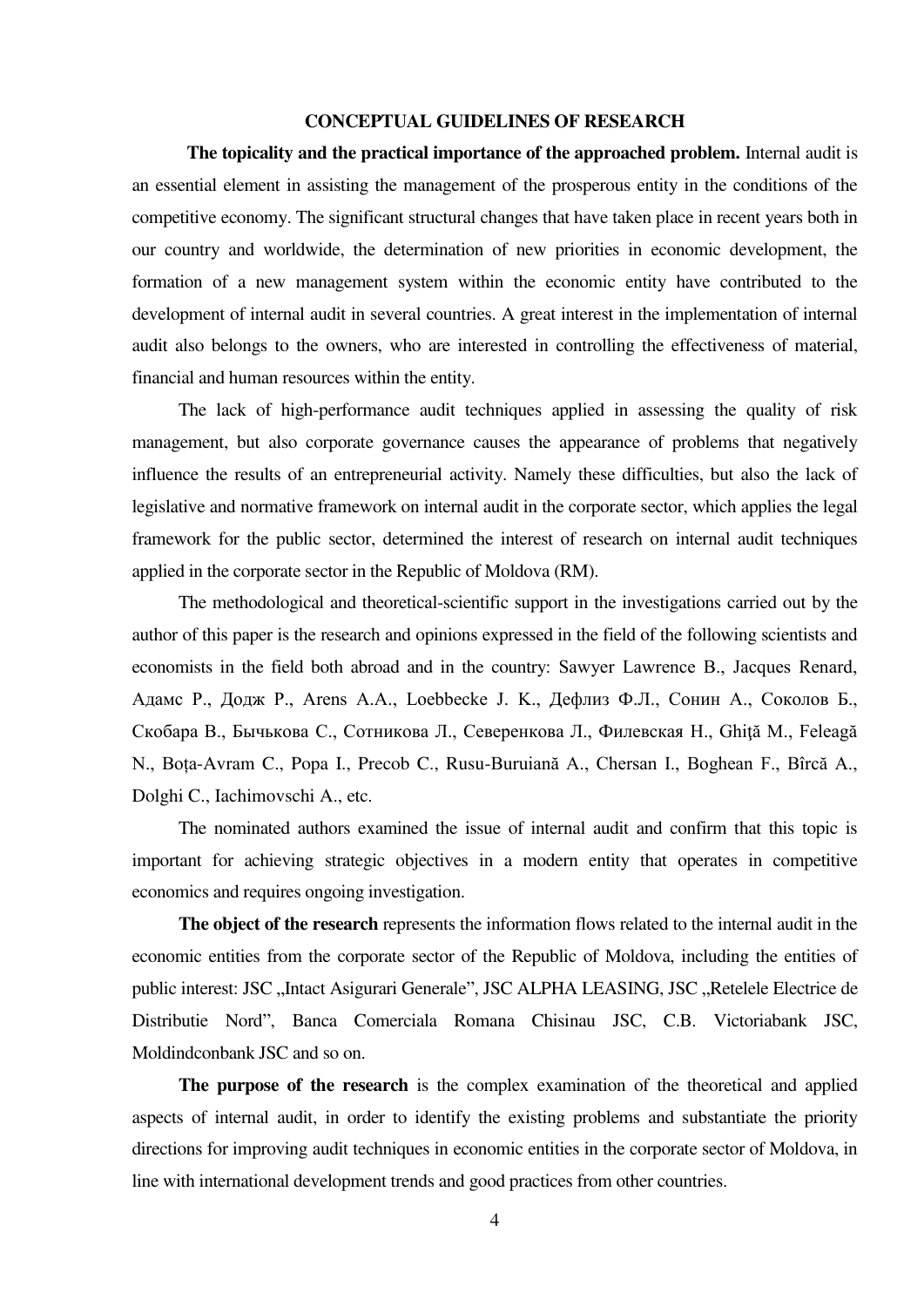## CONCEPTUAL GUIDELINES OF RESEARCH

**The topicality and the practical importance of the approached problem.** Internal audit is an essential element in assisting the management of the prosperous entity in the conditions of the competitive economy. The significant structural changes that have taken place in recent years both in our country and worldwide, the determination of new priorities in economic development, the formation of a new management system within the economic entity have contributed to the development of internal audit in several countries. A great interest in the implementation of internal audit also belongs to the owners, who are interested in controlling the effectiveness of material, financial and human resources within the entity.

The lack of high-performance audit techniques applied in assessing the quality of risk management, but also corporate governance causes the appearance of problems that negatively influence the results of an entrepreneurial activity. Namely these difficulties, but also the lack of legislative and normative framework on internal audit in the corporate sector, which applies the legal framework for the public sector, determined the interest of research on internal audit techniques applied in the corporate sector in the Republic of Moldova (RM).

The methodological and theoretical-scientific support in the investigations carried out by the author of this paper is the research and opinions expressed in the field of the following scientists and economists in the field both abroad and in the country: Sawyer Lawrence B., Jacques Renard, Адамс Р., Додж Р., Arens A.A., Loebbecke J. K., Дефлиз Ф.Л., Сонин А., Соколов Б., Скобара В., Бычькова С., Сотникова Л., Северенкова Л., Филевская Н., Ghiţă M., Feleagă N., Boța-Avram C., Popa I., Precob C., Rusu-Buruiană A., Chersan I., Boghean F., Bîrcă A., Dolghi C., Iachimovschi A., etc.

The nominated authors examined the issue of internal audit and confirm that this topic is important for achieving strategic objectives in a modern entity that operates in competitive economics and requires ongoing investigation.

**The object of the research** represents the information flows related to the internal audit in the economic entities from the corporate sector of the Republic of Moldova, including the entities of public interest: JSC „Intact Asigurari Generale", JSC ALPHA LEASING, JSC „Retelele Electrice de Distributie Nord", Banca Comerciala Romana Chisinau JSC, C.B. Victoriabank JSC, Moldindconbank JSC and so on.

**The purpose of the research** is the complex examination of the theoretical and applied aspects of internal audit, in order to identify the existing problems and substantiate the priority directions for improving audit techniques in economic entities in the corporate sector of Moldova, in line with international development trends and good practices from other countries.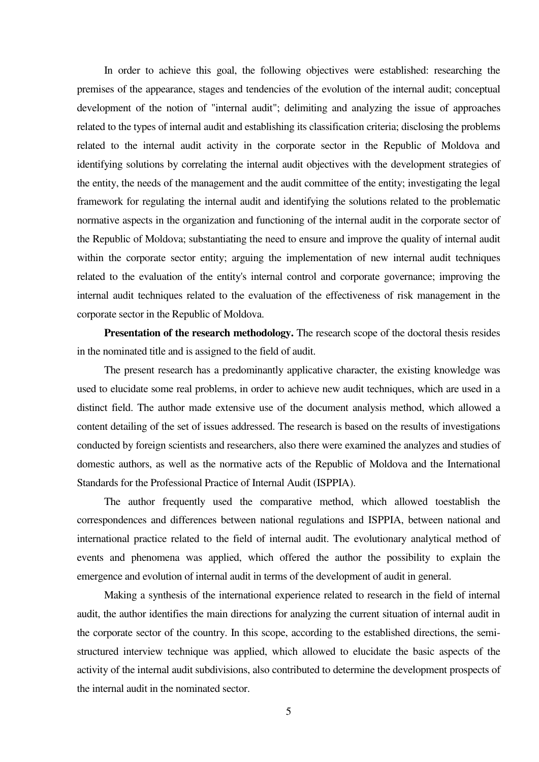In order to achieve this goal, the following objectives were established: researching the premises of the appearance, stages and tendencies of the evolution of the internal audit; conceptual development of the notion of "internal audit"; delimiting and analyzing the issue of approaches related to the types of internal audit and establishing its classification criteria; disclosing the problems related to the internal audit activity in the corporate sector in the Republic of Moldova and identifying solutions by correlating the internal audit objectives with the development strategies of the entity, the needs of the management and the audit committee of the entity; investigating the legal framework for regulating the internal audit and identifying the solutions related to the problematic normative aspects in the organization and functioning of the internal audit in the corporate sector of the Republic of Moldova; substantiating the need to ensure and improve the quality of internal audit within the corporate sector entity; arguing the implementation of new internal audit techniques related to the evaluation of the entity's internal control and corporate governance; improving the internal audit techniques related to the evaluation of the effectiveness of risk management in the corporate sector in the Republic of Moldova.

**Presentation of the research methodology.** The research scope of the doctoral thesis resides in the nominated title and is assigned to the field of audit.

The present research has a predominantly applicative character, the existing knowledge was used to elucidate some real problems, in order to achieve new audit techniques, which are used in a distinct field. The author made extensive use of the document analysis method, which allowed a content detailing of the set of issues addressed. The research is based on the results of investigations conducted by foreign scientists and researchers, also there were examined the analyzes and studies of domestic authors, as well as the normative acts of the Republic of Moldova and the International Standards for the Professional Practice of Internal Audit (ISPPIA).

The author frequently used the comparative method, which allowed toestablish the correspondences and differences between national regulations and ISPPIA, between national and international practice related to the field of internal audit. The evolutionary analytical method of events and phenomena was applied, which offered the author the possibility to explain the emergence and evolution of internal audit in terms of the development of audit in general.

Making a synthesis of the international experience related to research in the field of internal audit, the author identifies the main directions for analyzing the current situation of internal audit in the corporate sector of the country. In this scope, according to the established directions, the semi-structured interview technique was applied, which allowed to elucidate the basic aspects of the activity of the internal audit subdivisions, also contributed to determine the development prospects of the internal audit in the nominated sector.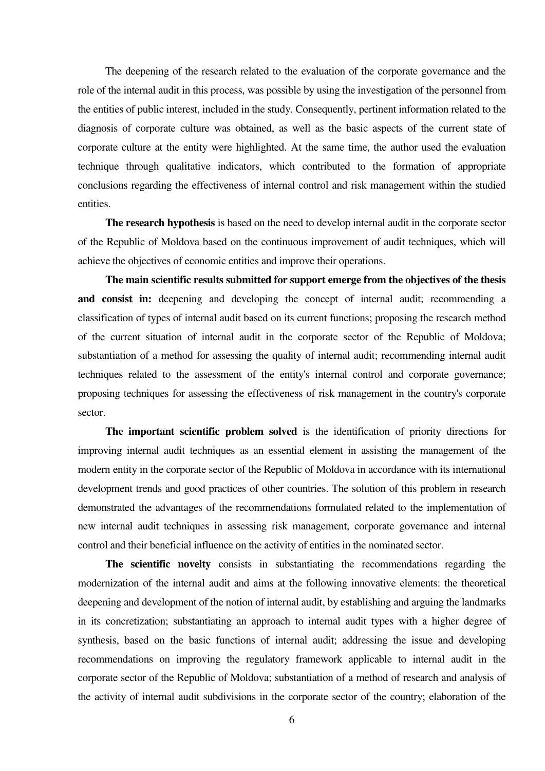The deepening of the research related to the evaluation of the corporate governance and the role of the internal audit in this process, was possible by using the investigation of the personnel from the entities of public interest, included in the study. Consequently, pertinent information related to the diagnosis of corporate culture was obtained, as well as the basic aspects of the current state of corporate culture at the entity were highlighted. At the same time, the author used the evaluation technique through qualitative indicators, which contributed to the formation of appropriate conclusions regarding the effectiveness of internal control and risk management within the studied entities.

**The research hypothesis** is based on the need to develop internal audit in the corporate sector of the Republic of Moldova based on the continuous improvement of audit techniques, which will achieve the objectives of economic entities and improve their operations.

**The main scientific results submitted for support emerge from the objectives of the thesis and consist in:** deepening and developing the concept of internal audit; recommending a classification of types of internal audit based on its current functions; proposing the research method of the current situation of internal audit in the corporate sector of the Republic of Moldova; substantiation of a method for assessing the quality of internal audit; recommending internal audit techniques related to the assessment of the entity's internal control and corporate governance; proposing techniques for assessing the effectiveness of risk management in the country's corporate sector.

**The important scientific problem solved** is the identification of priority directions for improving internal audit techniques as an essential element in assisting the management of the modern entity in the corporate sector of the Republic of Moldova in accordance with its international development trends and good practices of other countries. The solution of this problem in research demonstrated the advantages of the recommendations formulated related to the implementation of new internal audit techniques in assessing risk management, corporate governance and internal control and their beneficial influence on the activity of entities in the nominated sector.

**The scientific novelty** consists in substantiating the recommendations regarding the modernization of the internal audit and aims at the following innovative elements: the theoretical deepening and development of the notion of internal audit, by establishing and arguing the landmarks in its concretization; substantiating an approach to internal audit types with a higher degree of synthesis, based on the basic functions of internal audit; addressing the issue and developing recommendations on improving the regulatory framework applicable to internal audit in the corporate sector of the Republic of Moldova; substantiation of a method of research and analysis of the activity of internal audit subdivisions in the corporate sector of the country; elaboration of the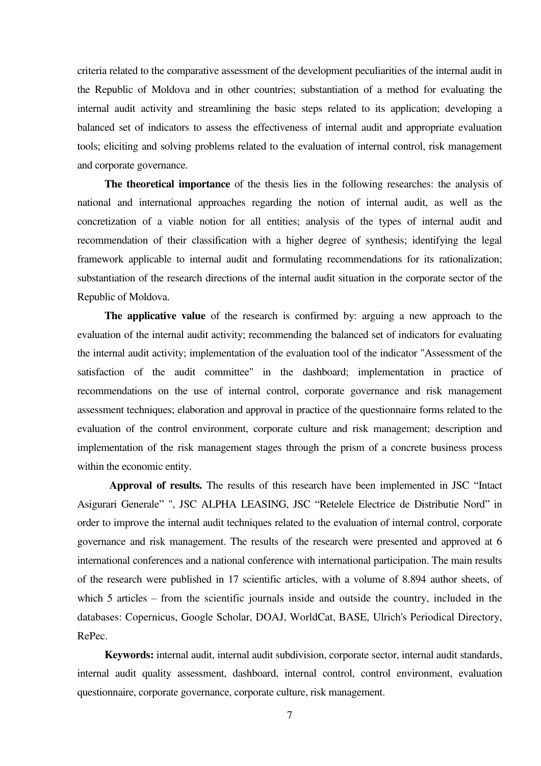criteria related to the comparative assessment of the development peculiarities of the internal audit in the Republic of Moldova and in other countries; substantiation of a method for evaluating the internal audit activity and streamlining the basic steps related to its application; developing a balanced set of indicators to assess the effectiveness of internal audit and appropriate evaluation tools; eliciting and solving problems related to the evaluation of internal control, risk management and corporate governance.

**The theoretical importance** of the thesis lies in the following researches: the analysis of national and international approaches regarding the notion of internal audit, as well as the concretization of a viable notion for all entities; analysis of the types of internal audit and recommendation of their classification with a higher degree of synthesis; identifying the legal framework applicable to internal audit and formulating recommendations for its rationalization; substantiation of the research directions of the internal audit situation in the corporate sector of the Republic of Moldova.

**The applicative value** of the research is confirmed by: arguing a new approach to the evaluation of the internal audit activity; recommending the balanced set of indicators for evaluating the internal audit activity; implementation of the evaluation tool of the indicator "Assessment of the satisfaction of the audit committee" in the dashboard; implementation in practice of recommendations on the use of internal control, corporate governance and risk management assessment techniques; elaboration and approval in practice of the questionnaire forms related to the evaluation of the control environment, corporate culture and risk management; description and implementation of the risk management stages through the prism of a concrete business process within the economic entity.

**Approval of results.** The results of this research have been implemented in JSC "Intact Asigurari Generale" ", JSC ALPHA LEASING, JSC "Retelele Electrice de Distributie Nord" in order to improve the internal audit techniques related to the evaluation of internal control, corporate governance and risk management. The results of the research were presented and approved at 6 international conferences and a national conference with international participation. The main results of the research were published in 17 scientific articles, with a volume of 8.894 author sheets, of which 5 articles – from the scientific journals inside and outside the country, included in the databases: Copernicus, Google Scholar, DOAJ, WorldCat, BASE, Ulrich's Periodical Directory, RePec.

**Keywords:** internal audit, internal audit subdivision, corporate sector, internal audit standards, internal audit quality assessment, dashboard, internal control, control environment, evaluation questionnaire, corporate governance, corporate culture, risk management.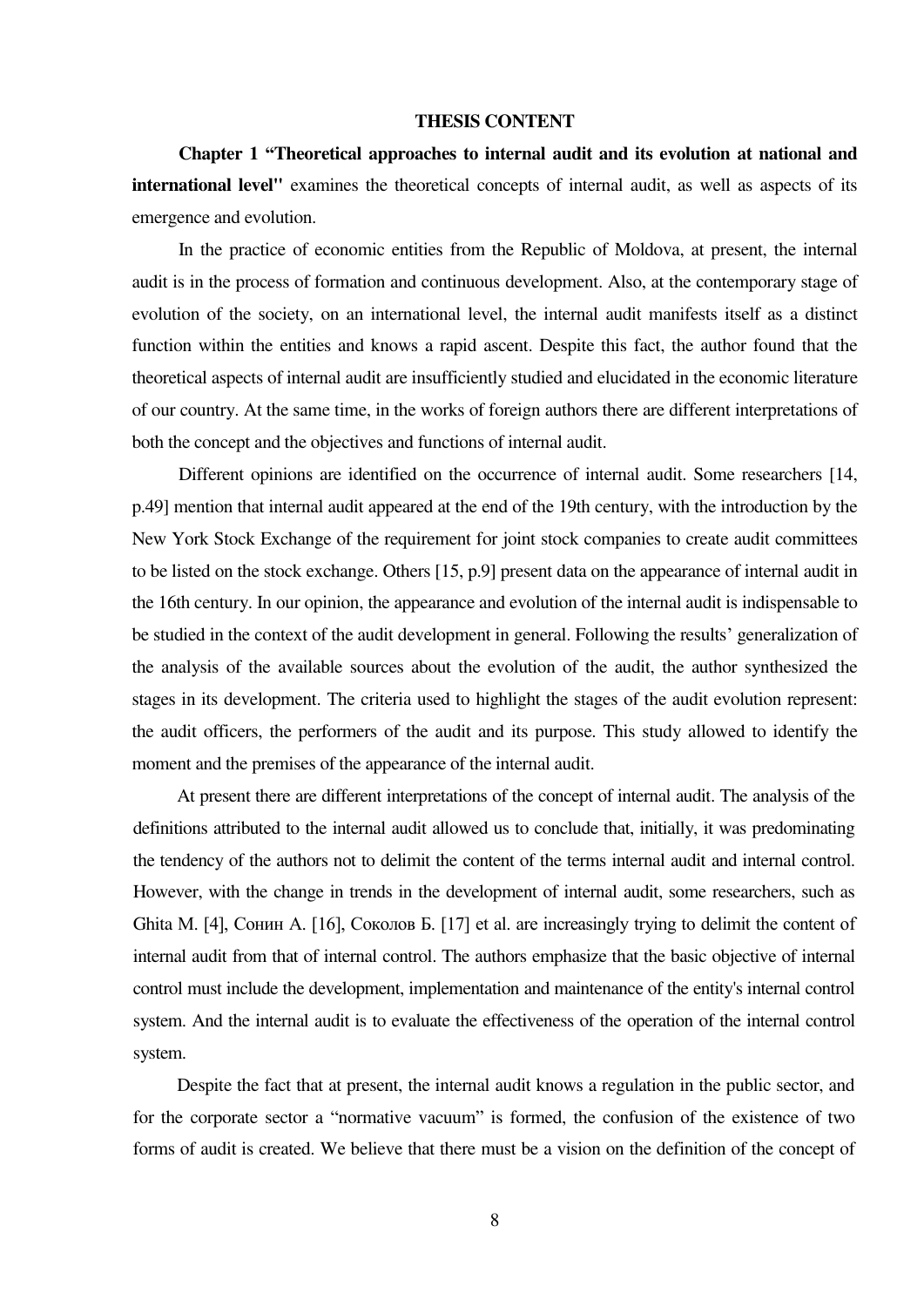## THESIS CONTENT

**Chapter 1 "Theoretical approaches to internal audit and its evolution at national and international level"** examines the theoretical concepts of internal audit, as well as aspects of its emergence and evolution.

In the practice of economic entities from the Republic of Moldova, at present, the internal audit is in the process of formation and continuous development. Also, at the contemporary stage of evolution of the society, on an international level, the internal audit manifests itself as a distinct function within the entities and knows a rapid ascent. Despite this fact, the author found that the theoretical aspects of internal audit are insufficiently studied and elucidated in the economic literature of our country. At the same time, in the works of foreign authors there are different interpretations of both the concept and the objectives and functions of internal audit.

Different opinions are identified on the occurrence of internal audit. Some researchers [14, p.49] mention that internal audit appeared at the end of the 19th century, with the introduction by the New York Stock Exchange of the requirement for joint stock companies to create audit committees to be listed on the stock exchange. Others [15, p.9] present data on the appearance of internal audit in the 16th century. In our opinion, the appearance and evolution of the internal audit is indispensable to be studied in the context of the audit development in general. Following the results' generalization of the analysis of the available sources about the evolution of the audit, the author synthesized the stages in its development. The criteria used to highlight the stages of the audit evolution represent: the audit officers, the performers of the audit and its purpose. This study allowed to identify the moment and the premises of the appearance of the internal audit.

At present there are different interpretations of the concept of internal audit. The analysis of the definitions attributed to the internal audit allowed us to conclude that, initially, it was predominating the tendency of the authors not to delimit the content of the terms internal audit and internal control. However, with the change in trends in the development of internal audit, some researchers, such as Ghita M. [4], Сонин А. [16], Соколов Б. [17] et al. are increasingly trying to delimit the content of internal audit from that of internal control. The authors emphasize that the basic objective of internal control must include the development, implementation and maintenance of the entity's internal control system. And the internal audit is to evaluate the effectiveness of the operation of the internal control system.

Despite the fact that at present, the internal audit knows a regulation in the public sector, and for the corporate sector a "normative vacuum" is formed, the confusion of the existence of two forms of audit is created. We believe that there must be a vision on the definition of the concept of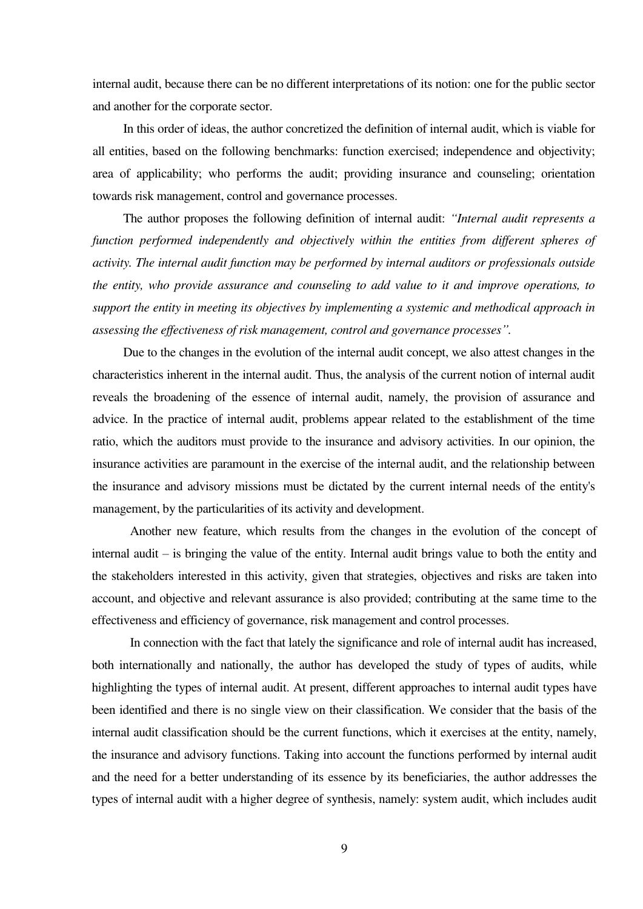internal audit, because there can be no different interpretations of its notion: one for the public sector and another for the corporate sector.

In this order of ideas, the author concretized the definition of internal audit, which is viable for all entities, based on the following benchmarks: function exercised; independence and objectivity; area of applicability; who performs the audit; providing insurance and counseling; orientation towards risk management, control and governance processes.

The author proposes the following definition of internal audit: *"Internal audit represents a function performed independently and objectively within the entities from different spheres of activity. The internal audit function may be performed by internal auditors or professionals outside the entity, who provide assurance and counseling to add value to it and improve operations, to support the entity in meeting its objectives by implementing a systemic and methodical approach in assessing the effectiveness of risk management, control and governance processes".*

Due to the changes in the evolution of the internal audit concept, we also attest changes in the characteristics inherent in the internal audit. Thus, the analysis of the current notion of internal audit reveals the broadening of the essence of internal audit, namely, the provision of assurance and advice. In the practice of internal audit, problems appear related to the establishment of the time ratio, which the auditors must provide to the insurance and advisory activities. In our opinion, the insurance activities are paramount in the exercise of the internal audit, and the relationship between the insurance and advisory missions must be dictated by the current internal needs of the entity's management, by the particularities of its activity and development.

Another new feature, which results from the changes in the evolution of the concept of internal audit – is bringing the value of the entity. Internal audit brings value to both the entity and the stakeholders interested in this activity, given that strategies, objectives and risks are taken into account, and objective and relevant assurance is also provided; contributing at the same time to the effectiveness and efficiency of governance, risk management and control processes.

In connection with the fact that lately the significance and role of internal audit has increased, both internationally and nationally, the author has developed the study of types of audits, while highlighting the types of internal audit. At present, different approaches to internal audit types have been identified and there is no single view on their classification. We consider that the basis of the internal audit classification should be the current functions, which it exercises at the entity, namely, the insurance and advisory functions. Taking into account the functions performed by internal audit and the need for a better understanding of its essence by its beneficiaries, the author addresses the types of internal audit with a higher degree of synthesis, namely: system audit, which includes audit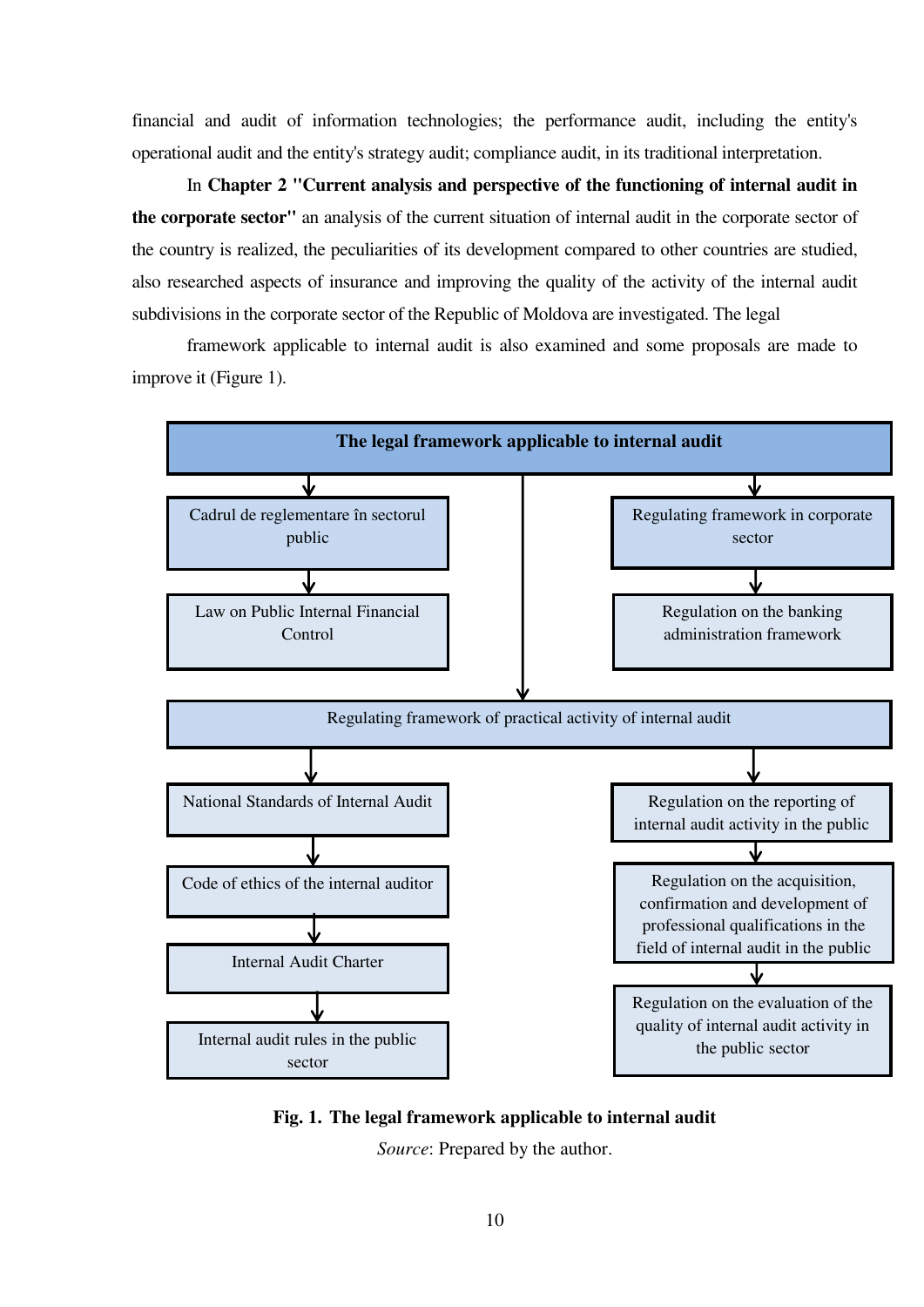financial and audit of information technologies; the performance audit, including the entity's operational audit and the entity's strategy audit; compliance audit, in its traditional interpretation.

In **Chapter 2 "Current analysis and perspective of the functioning of internal audit in the corporate sector"** an analysis of the current situation of internal audit in the corporate sector of the country is realized, the peculiarities of its development compared to other countries are studied, also researched aspects of insurance and improving the quality of the activity of the internal audit subdivisions in the corporate sector of the Republic of Moldova are investigated. The legal

framework applicable to internal audit is also examined and some proposals are made to improve it (Figure 1).

**The legal framework applicable to internal audit**

- Cadrul de reglementare în sectorul public
  - Law on Public Internal Financial Control
- Regulating framework in corporate sector
  - Regulation on the banking administration framework
- Regulating framework of practical activity of internal audit
  - National Standards of Internal Audit
    - Code of ethics of the internal auditor
      - Internal Audit Charter
        - Internal audit rules in the public sector
  - Regulation on the reporting of internal audit activity in the public
    - Regulation on the acquisition, confirmation and development of professional qualifications in the field of internal audit in the public
      - Regulation on the evaluation of the quality of internal audit activity in the public sector

**Fig. 1. The legal framework applicable to internal audit**

*Source*: Prepared by the author.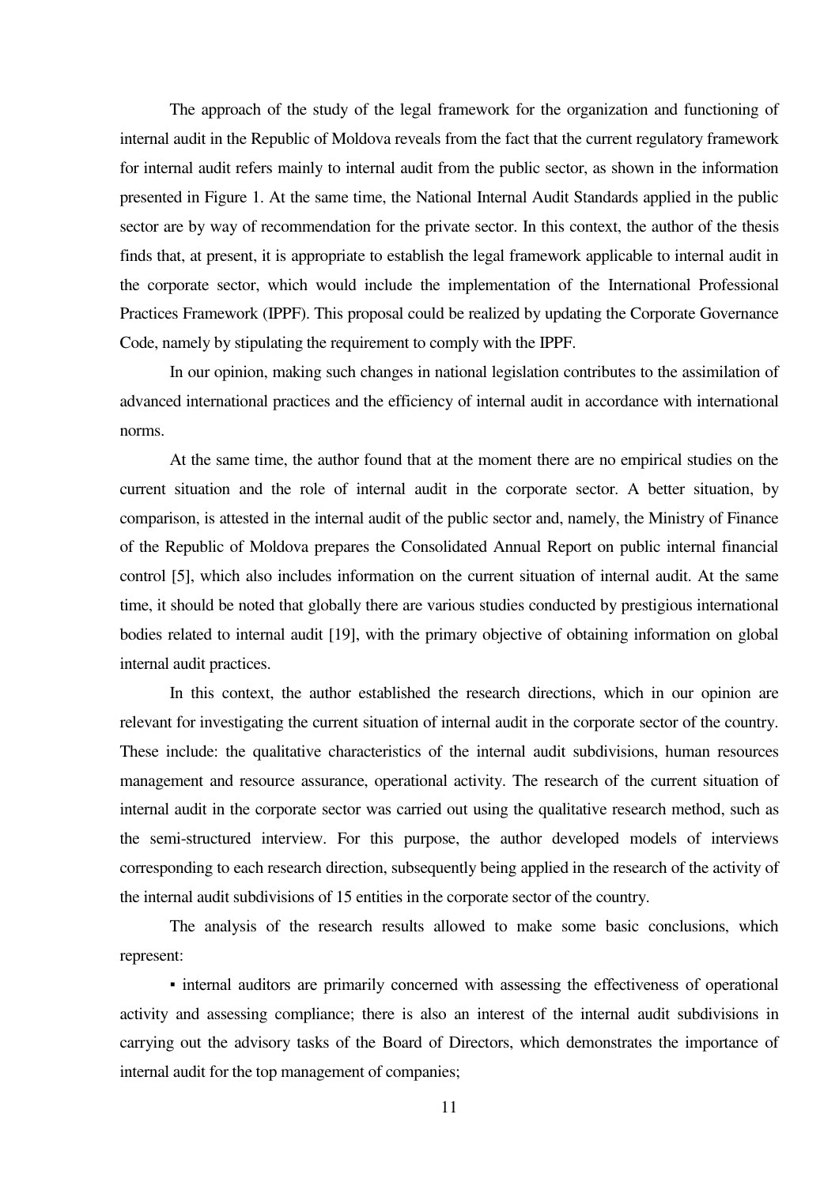The approach of the study of the legal framework for the organization and functioning of internal audit in the Republic of Moldova reveals from the fact that the current regulatory framework for internal audit refers mainly to internal audit from the public sector, as shown in the information presented in Figure 1. At the same time, the National Internal Audit Standards applied in the public sector are by way of recommendation for the private sector. In this context, the author of the thesis finds that, at present, it is appropriate to establish the legal framework applicable to internal audit in the corporate sector, which would include the implementation of the International Professional Practices Framework (IPPF). This proposal could be realized by updating the Corporate Governance Code, namely by stipulating the requirement to comply with the IPPF.

In our opinion, making such changes in national legislation contributes to the assimilation of advanced international practices and the efficiency of internal audit in accordance with international norms.

At the same time, the author found that at the moment there are no empirical studies on the current situation and the role of internal audit in the corporate sector. A better situation, by comparison, is attested in the internal audit of the public sector and, namely, the Ministry of Finance of the Republic of Moldova prepares the Consolidated Annual Report on public internal financial control [5], which also includes information on the current situation of internal audit. At the same time, it should be noted that globally there are various studies conducted by prestigious international bodies related to internal audit [19], with the primary objective of obtaining information on global internal audit practices.

In this context, the author established the research directions, which in our opinion are relevant for investigating the current situation of internal audit in the corporate sector of the country. These include: the qualitative characteristics of the internal audit subdivisions, human resources management and resource assurance, operational activity. The research of the current situation of internal audit in the corporate sector was carried out using the qualitative research method, such as the semi-structured interview. For this purpose, the author developed models of interviews corresponding to each research direction, subsequently being applied in the research of the activity of the internal audit subdivisions of 15 entities in the corporate sector of the country.

The analysis of the research results allowed to make some basic conclusions, which represent:

- internal auditors are primarily concerned with assessing the effectiveness of operational activity and assessing compliance; there is also an interest of the internal audit subdivisions in carrying out the advisory tasks of the Board of Directors, which demonstrates the importance of internal audit for the top management of companies;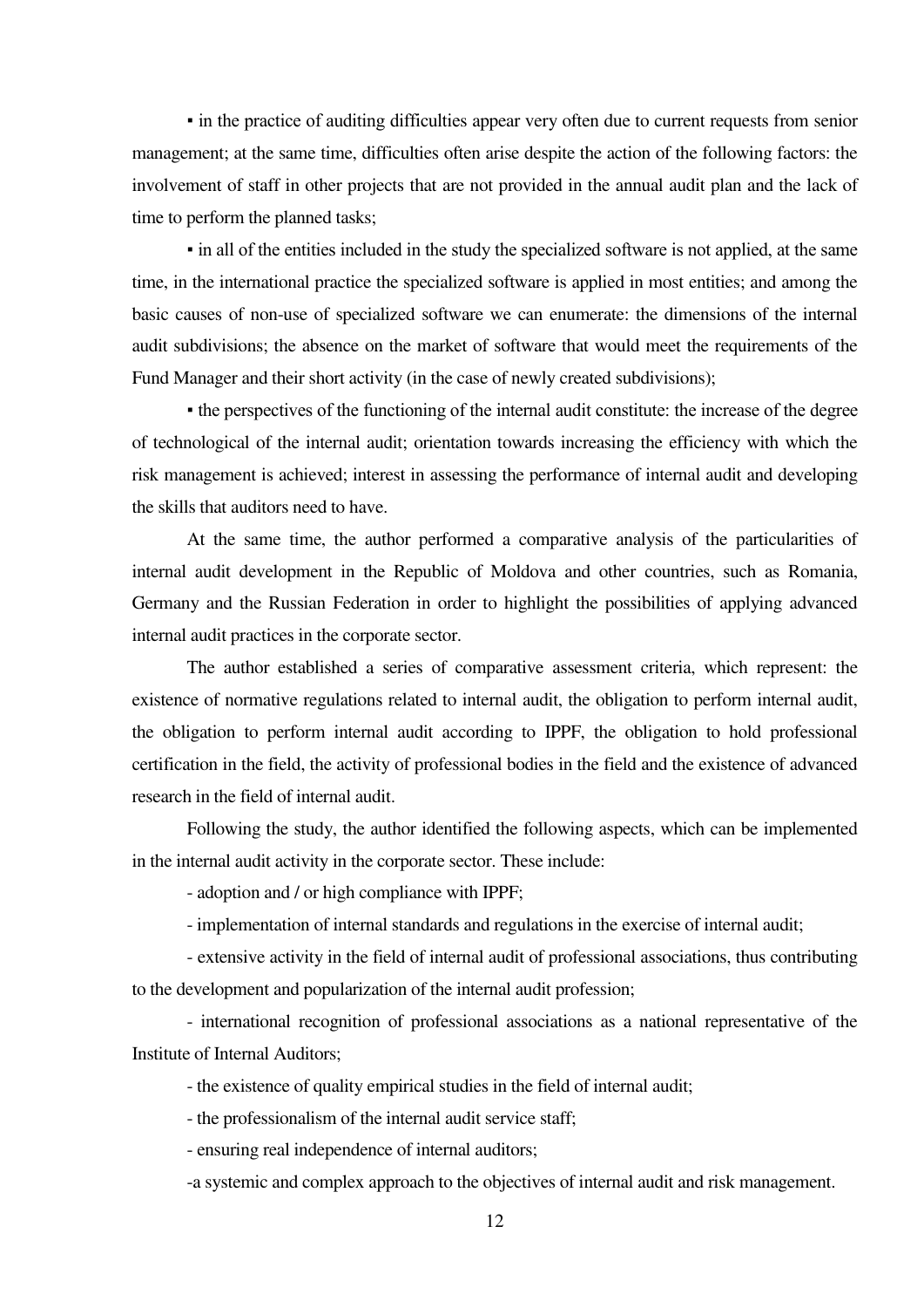▪ in the practice of auditing difficulties appear very often due to current requests from senior management; at the same time, difficulties often arise despite the action of the following factors: the involvement of staff in other projects that are not provided in the annual audit plan and the lack of time to perform the planned tasks;

▪ in all of the entities included in the study the specialized software is not applied, at the same time, in the international practice the specialized software is applied in most entities; and among the basic causes of non-use of specialized software we can enumerate: the dimensions of the internal audit subdivisions; the absence on the market of software that would meet the requirements of the Fund Manager and their short activity (in the case of newly created subdivisions);

▪ the perspectives of the functioning of the internal audit constitute: the increase of the degree of technological of the internal audit; orientation towards increasing the efficiency with which the risk management is achieved; interest in assessing the performance of internal audit and developing the skills that auditors need to have.

At the same time, the author performed a comparative analysis of the particularities of internal audit development in the Republic of Moldova and other countries, such as Romania, Germany and the Russian Federation in order to highlight the possibilities of applying advanced internal audit practices in the corporate sector.

The author established a series of comparative assessment criteria, which represent: the existence of normative regulations related to internal audit, the obligation to perform internal audit, the obligation to perform internal audit according to IPPF, the obligation to hold professional certification in the field, the activity of professional bodies in the field and the existence of advanced research in the field of internal audit.

Following the study, the author identified the following aspects, which can be implemented in the internal audit activity in the corporate sector. These include:

- adoption and / or high compliance with IPPF;
- implementation of internal standards and regulations in the exercise of internal audit;
- extensive activity in the field of internal audit of professional associations, thus contributing to the development and popularization of the internal audit profession;
- international recognition of professional associations as a national representative of the Institute of Internal Auditors;
- the existence of quality empirical studies in the field of internal audit;
- the professionalism of the internal audit service staff;
- ensuring real independence of internal auditors;
- a systemic and complex approach to the objectives of internal audit and risk management.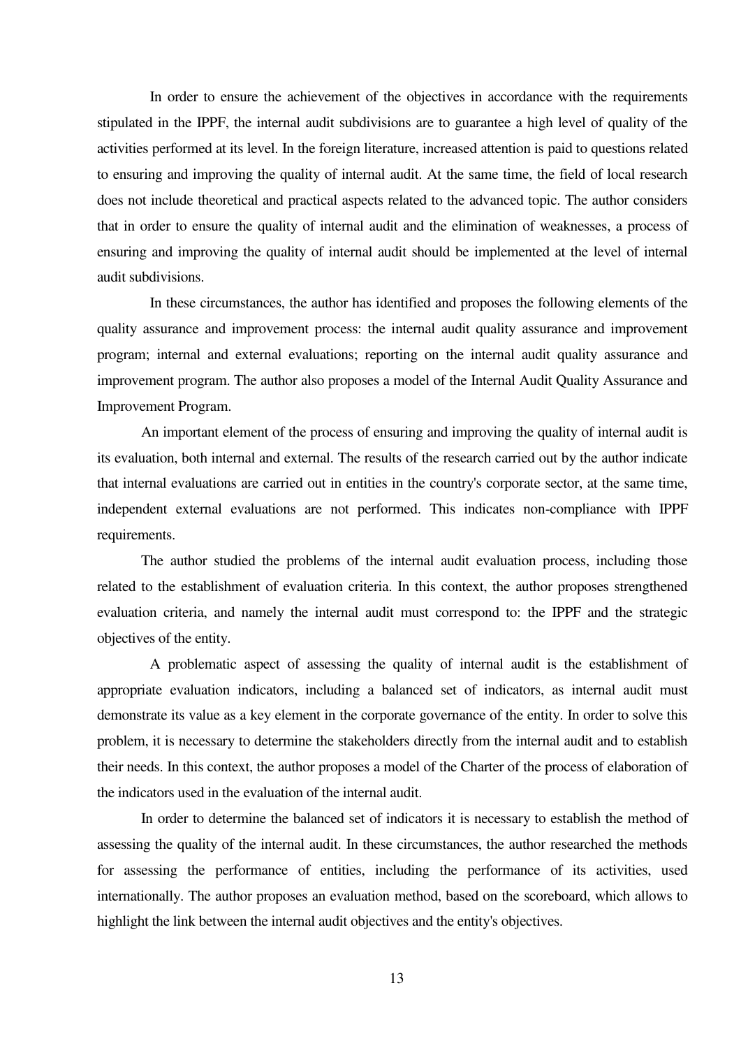In order to ensure the achievement of the objectives in accordance with the requirements stipulated in the IPPF, the internal audit subdivisions are to guarantee a high level of quality of the activities performed at its level. In the foreign literature, increased attention is paid to questions related to ensuring and improving the quality of internal audit. At the same time, the field of local research does not include theoretical and practical aspects related to the advanced topic. The author considers that in order to ensure the quality of internal audit and the elimination of weaknesses, a process of ensuring and improving the quality of internal audit should be implemented at the level of internal audit subdivisions.

In these circumstances, the author has identified and proposes the following elements of the quality assurance and improvement process: the internal audit quality assurance and improvement program; internal and external evaluations; reporting on the internal audit quality assurance and improvement program. The author also proposes a model of the Internal Audit Quality Assurance and Improvement Program.

An important element of the process of ensuring and improving the quality of internal audit is its evaluation, both internal and external. The results of the research carried out by the author indicate that internal evaluations are carried out in entities in the country's corporate sector, at the same time, independent external evaluations are not performed. This indicates non-compliance with IPPF requirements.

The author studied the problems of the internal audit evaluation process, including those related to the establishment of evaluation criteria. In this context, the author proposes strengthened evaluation criteria, and namely the internal audit must correspond to: the IPPF and the strategic objectives of the entity.

A problematic aspect of assessing the quality of internal audit is the establishment of appropriate evaluation indicators, including a balanced set of indicators, as internal audit must demonstrate its value as a key element in the corporate governance of the entity. In order to solve this problem, it is necessary to determine the stakeholders directly from the internal audit and to establish their needs. In this context, the author proposes a model of the Charter of the process of elaboration of the indicators used in the evaluation of the internal audit.

In order to determine the balanced set of indicators it is necessary to establish the method of assessing the quality of the internal audit. In these circumstances, the author researched the methods for assessing the performance of entities, including the performance of its activities, used internationally. The author proposes an evaluation method, based on the scoreboard, which allows to highlight the link between the internal audit objectives and the entity's objectives.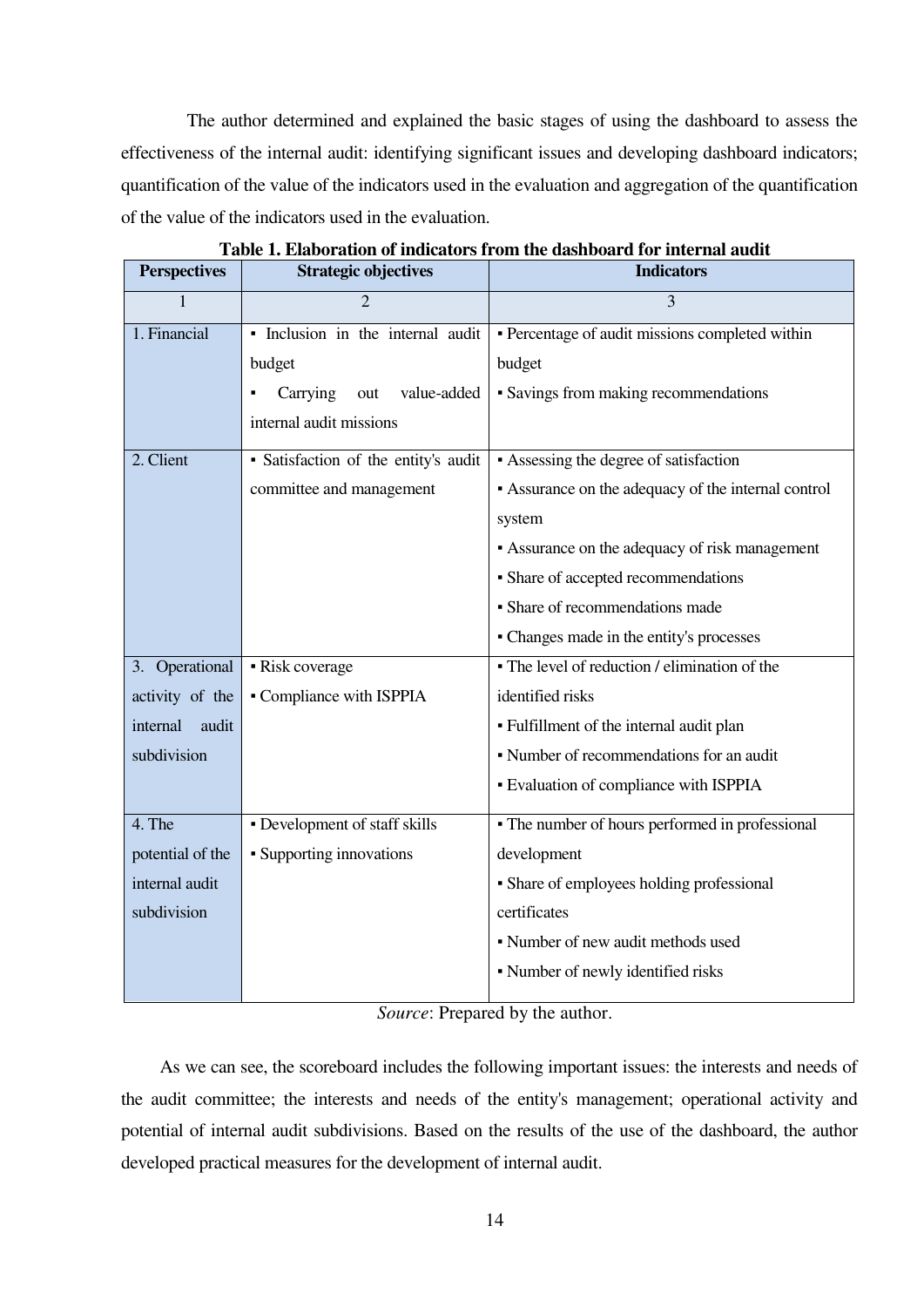The author determined and explained the basic stages of using the dashboard to assess the effectiveness of the internal audit: identifying significant issues and developing dashboard indicators; quantification of the value of the indicators used in the evaluation and aggregation of the quantification of the value of the indicators used in the evaluation.

**Table 1. Elaboration of indicators from the dashboard for internal audit**

| Perspectives | Strategic objectives | Indicators |
|---|---|---|
| 1 | 2 | 3 |
| 1. Financial | ▪ Inclusion in the internal audit budget<br>▪ Carrying out value-added internal audit missions | ▪ Percentage of audit missions completed within budget<br>▪ Savings from making recommendations |
| 2. Client | ▪ Satisfaction of the entity's audit committee and management | ▪ Assessing the degree of satisfaction<br>▪ Assurance on the adequacy of the internal control system<br>▪ Assurance on the adequacy of risk management<br>▪ Share of accepted recommendations<br>▪ Share of recommendations made<br>▪ Changes made in the entity's processes |
| 3. Operational activity of the internal audit subdivision | ▪ Risk coverage<br>▪ Compliance with ISPPIA | ▪ The level of reduction / elimination of the identified risks<br>▪ Fulfillment of the internal audit plan<br>▪ Number of recommendations for an audit<br>▪ Evaluation of compliance with ISPPIA |
| 4. The potential of the internal audit subdivision | ▪ Development of staff skills<br>▪ Supporting innovations | ▪ The number of hours performed in professional development<br>▪ Share of employees holding professional certificates<br>▪ Number of new audit methods used<br>▪ Number of newly identified risks |

*Source*: Prepared by the author.

As we can see, the scoreboard includes the following important issues: the interests and needs of the audit committee; the interests and needs of the entity's management; operational activity and potential of internal audit subdivisions. Based on the results of the use of the dashboard, the author developed practical measures for the development of internal audit.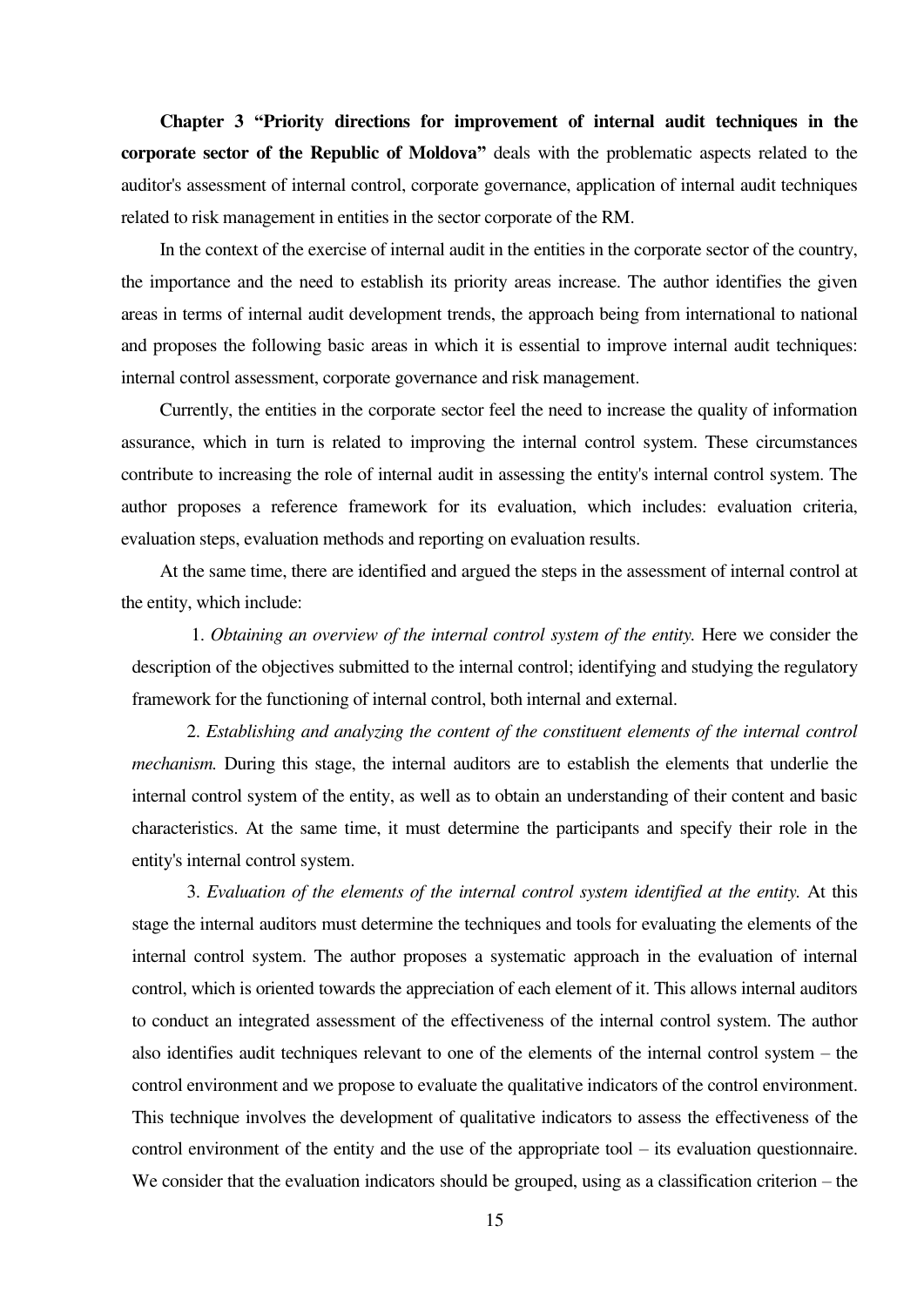**Chapter 3 "Priority directions for improvement of internal audit techniques in the corporate sector of the Republic of Moldova"** deals with the problematic aspects related to the auditor's assessment of internal control, corporate governance, application of internal audit techniques related to risk management in entities in the sector corporate of the RM.

In the context of the exercise of internal audit in the entities in the corporate sector of the country, the importance and the need to establish its priority areas increase. The author identifies the given areas in terms of internal audit development trends, the approach being from international to national and proposes the following basic areas in which it is essential to improve internal audit techniques: internal control assessment, corporate governance and risk management.

Currently, the entities in the corporate sector feel the need to increase the quality of information assurance, which in turn is related to improving the internal control system. These circumstances contribute to increasing the role of internal audit in assessing the entity's internal control system. The author proposes a reference framework for its evaluation, which includes: evaluation criteria, evaluation steps, evaluation methods and reporting on evaluation results.

At the same time, there are identified and argued the steps in the assessment of internal control at the entity, which include:

1. *Obtaining an overview of the internal control system of the entity.* Here we consider the description of the objectives submitted to the internal control; identifying and studying the regulatory framework for the functioning of internal control, both internal and external.

2. *Establishing and analyzing the content of the constituent elements of the internal control mechanism.* During this stage, the internal auditors are to establish the elements that underlie the internal control system of the entity, as well as to obtain an understanding of their content and basic characteristics. At the same time, it must determine the participants and specify their role in the entity's internal control system.

3. *Evaluation of the elements of the internal control system identified at the entity.* At this stage the internal auditors must determine the techniques and tools for evaluating the elements of the internal control system. The author proposes a systematic approach in the evaluation of internal control, which is oriented towards the appreciation of each element of it. This allows internal auditors to conduct an integrated assessment of the effectiveness of the internal control system. The author also identifies audit techniques relevant to one of the elements of the internal control system – the control environment and we propose to evaluate the qualitative indicators of the control environment. This technique involves the development of qualitative indicators to assess the effectiveness of the control environment of the entity and the use of the appropriate tool – its evaluation questionnaire. We consider that the evaluation indicators should be grouped, using as a classification criterion – the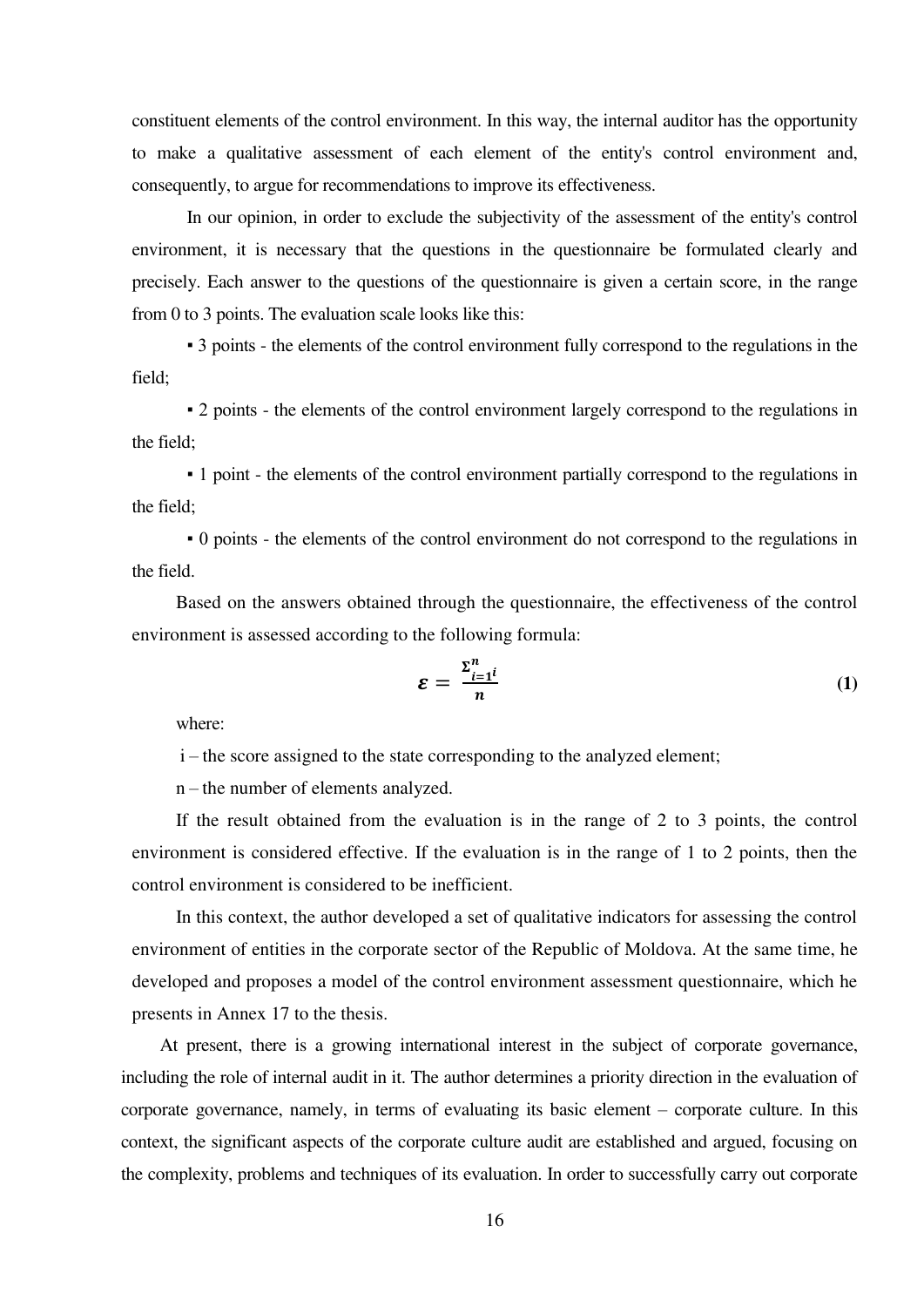constituent elements of the control environment. In this way, the internal auditor has the opportunity to make a qualitative assessment of each element of the entity's control environment and, consequently, to argue for recommendations to improve its effectiveness.

In our opinion, in order to exclude the subjectivity of the assessment of the entity's control environment, it is necessary that the questions in the questionnaire be formulated clearly and precisely. Each answer to the questions of the questionnaire is given a certain score, in the range from 0 to 3 points. The evaluation scale looks like this:

- 3 points - the elements of the control environment fully correspond to the regulations in the field;
- 2 points - the elements of the control environment largely correspond to the regulations in the field;
- 1 point - the elements of the control environment partially correspond to the regulations in the field;
- 0 points - the elements of the control environment do not correspond to the regulations in the field.

Based on the answers obtained through the questionnaire, the effectiveness of the control environment is assessed according to the following formula:

$$\boldsymbol{\varepsilon} = \frac{\sum_{i=1}^{n} i}{n} \tag{1}$$

where:

i – the score assigned to the state corresponding to the analyzed element;

n – the number of elements analyzed.

If the result obtained from the evaluation is in the range of 2 to 3 points, the control environment is considered effective. If the evaluation is in the range of 1 to 2 points, then the control environment is considered to be inefficient.

In this context, the author developed a set of qualitative indicators for assessing the control environment of entities in the corporate sector of the Republic of Moldova. At the same time, he developed and proposes a model of the control environment assessment questionnaire, which he presents in Annex 17 to the thesis.

At present, there is a growing international interest in the subject of corporate governance, including the role of internal audit in it. The author determines a priority direction in the evaluation of corporate governance, namely, in terms of evaluating its basic element – corporate culture. In this context, the significant aspects of the corporate culture audit are established and argued, focusing on the complexity, problems and techniques of its evaluation. In order to successfully carry out corporate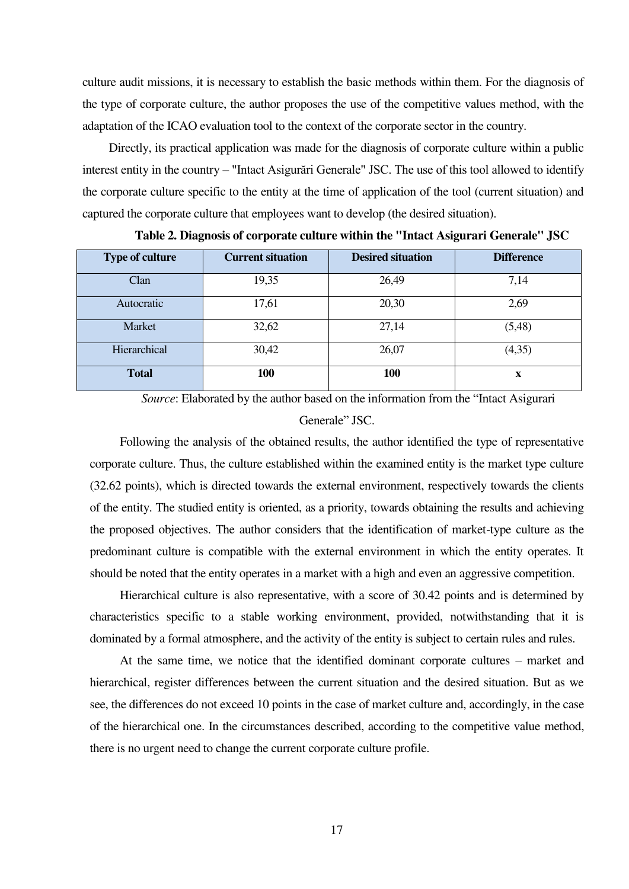culture audit missions, it is necessary to establish the basic methods within them. For the diagnosis of the type of corporate culture, the author proposes the use of the competitive values method, with the adaptation of the ICAO evaluation tool to the context of the corporate sector in the country.

Directly, its practical application was made for the diagnosis of corporate culture within a public interest entity in the country – "Intact Asigurări Generale" JSC. The use of this tool allowed to identify the corporate culture specific to the entity at the time of application of the tool (current situation) and captured the corporate culture that employees want to develop (the desired situation).

**Table 2. Diagnosis of corporate culture within the "Intact Asigurari Generale" JSC**

| Type of culture | Current situation | Desired situation | Difference |
|---|---|---|---|
| Clan | 19,35 | 26,49 | 7,14 |
| Autocratic | 17,61 | 20,30 | 2,69 |
| Market | 32,62 | 27,14 | (5,48) |
| Hierarchical | 30,42 | 26,07 | (4,35) |
| **Total** | **100** | **100** | **x** |

*Source*: Elaborated by the author based on the information from the "Intact Asigurari Generale" JSC.

Following the analysis of the obtained results, the author identified the type of representative corporate culture. Thus, the culture established within the examined entity is the market type culture (32.62 points), which is directed towards the external environment, respectively towards the clients of the entity. The studied entity is oriented, as a priority, towards obtaining the results and achieving the proposed objectives. The author considers that the identification of market-type culture as the predominant culture is compatible with the external environment in which the entity operates. It should be noted that the entity operates in a market with a high and even an aggressive competition.

Hierarchical culture is also representative, with a score of 30.42 points and is determined by characteristics specific to a stable working environment, provided, notwithstanding that it is dominated by a formal atmosphere, and the activity of the entity is subject to certain rules and rules.

At the same time, we notice that the identified dominant corporate cultures – market and hierarchical, register differences between the current situation and the desired situation. But as we see, the differences do not exceed 10 points in the case of market culture and, accordingly, in the case of the hierarchical one. In the circumstances described, according to the competitive value method, there is no urgent need to change the current corporate culture profile.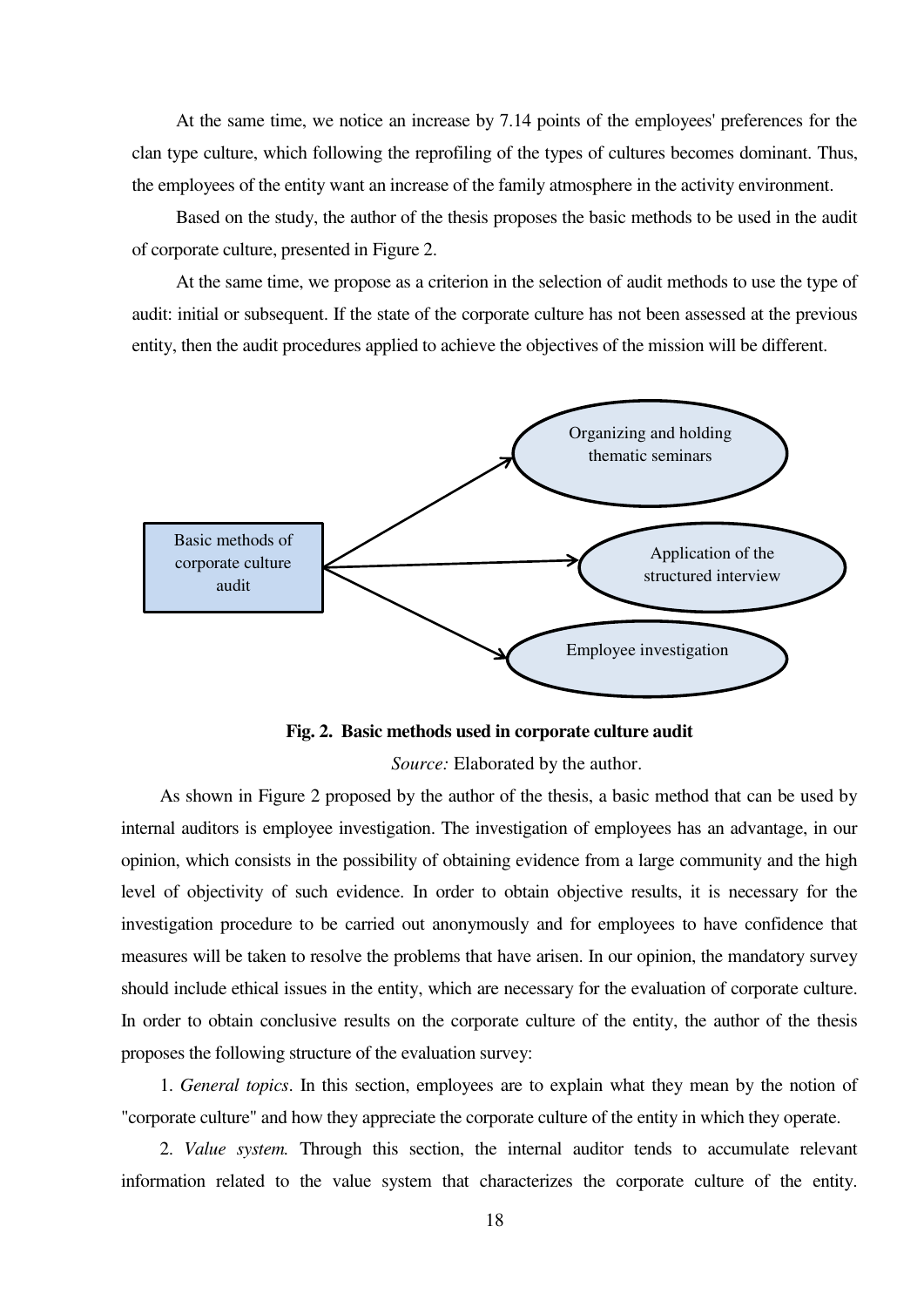At the same time, we notice an increase by 7.14 points of the employees' preferences for the clan type culture, which following the reprofiling of the types of cultures becomes dominant. Thus, the employees of the entity want an increase of the family atmosphere in the activity environment.

Based on the study, the author of the thesis proposes the basic methods to be used in the audit of corporate culture, presented in Figure 2.

At the same time, we propose as a criterion in the selection of audit methods to use the type of audit: initial or subsequent. If the state of the corporate culture has not been assessed at the previous entity, then the audit procedures applied to achieve the objectives of the mission will be different.

Basic methods of corporate culture audit

Organizing and holding thematic seminars

Application of the structured interview

Employee investigation

**Fig. 2. Basic methods used in corporate culture audit**

*Source:* Elaborated by the author.

As shown in Figure 2 proposed by the author of the thesis, a basic method that can be used by internal auditors is employee investigation. The investigation of employees has an advantage, in our opinion, which consists in the possibility of obtaining evidence from a large community and the high level of objectivity of such evidence. In order to obtain objective results, it is necessary for the investigation procedure to be carried out anonymously and for employees to have confidence that measures will be taken to resolve the problems that have arisen. In our opinion, the mandatory survey should include ethical issues in the entity, which are necessary for the evaluation of corporate culture. In order to obtain conclusive results on the corporate culture of the entity, the author of the thesis proposes the following structure of the evaluation survey:

1. *General topics*. In this section, employees are to explain what they mean by the notion of "corporate culture" and how they appreciate the corporate culture of the entity in which they operate.

2. *Value system.* Through this section, the internal auditor tends to accumulate relevant information related to the value system that characterizes the corporate culture of the entity.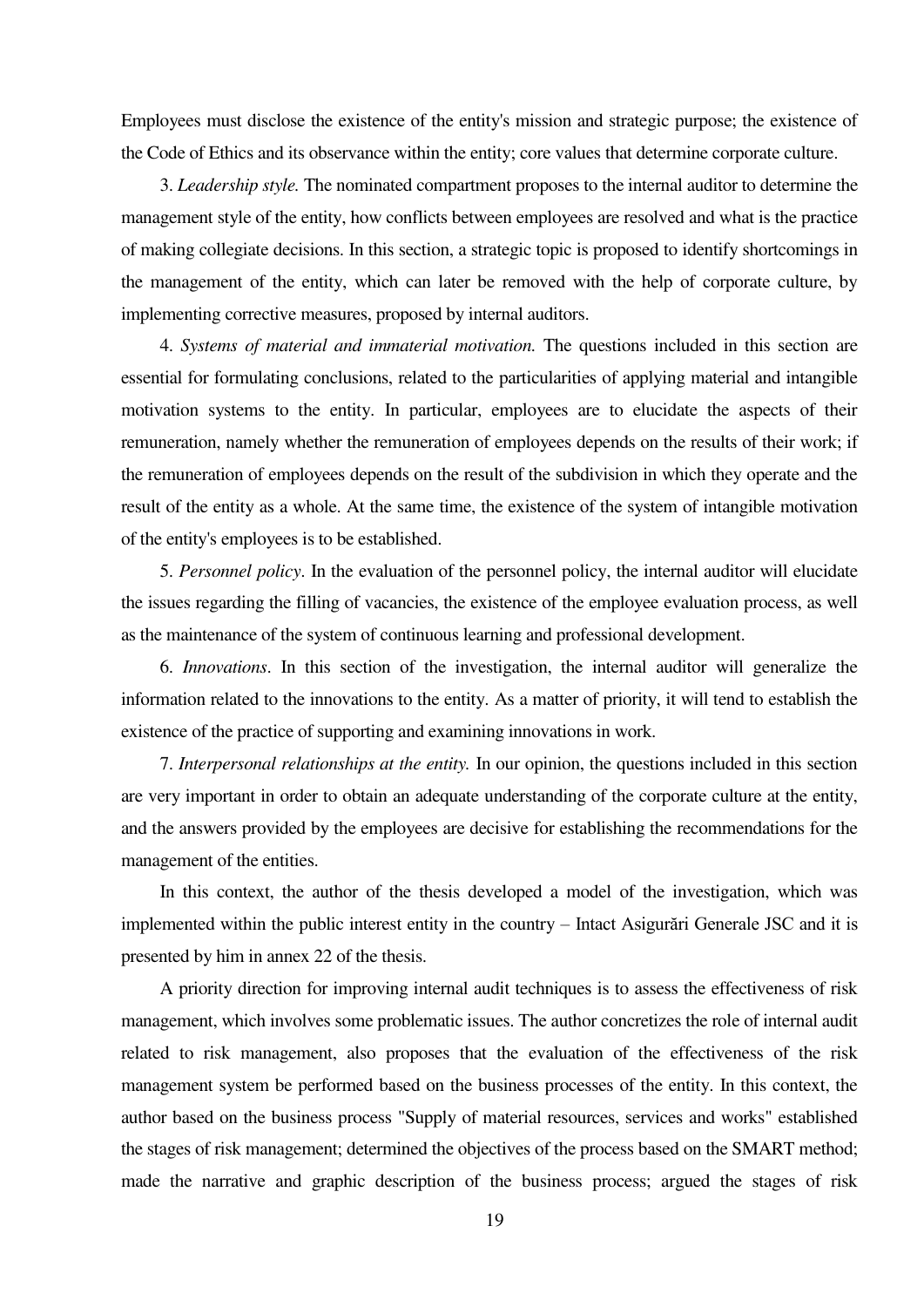Employees must disclose the existence of the entity's mission and strategic purpose; the existence of the Code of Ethics and its observance within the entity; core values that determine corporate culture.

3. *Leadership style.* The nominated compartment proposes to the internal auditor to determine the management style of the entity, how conflicts between employees are resolved and what is the practice of making collegiate decisions. In this section, a strategic topic is proposed to identify shortcomings in the management of the entity, which can later be removed with the help of corporate culture, by implementing corrective measures, proposed by internal auditors.

4. *Systems of material and immaterial motivation.* The questions included in this section are essential for formulating conclusions, related to the particularities of applying material and intangible motivation systems to the entity. In particular, employees are to elucidate the aspects of their remuneration, namely whether the remuneration of employees depends on the results of their work; if the remuneration of employees depends on the result of the subdivision in which they operate and the result of the entity as a whole. At the same time, the existence of the system of intangible motivation of the entity's employees is to be established.

5. *Personnel policy*. In the evaluation of the personnel policy, the internal auditor will elucidate the issues regarding the filling of vacancies, the existence of the employee evaluation process, as well as the maintenance of the system of continuous learning and professional development.

6. *Innovations*. In this section of the investigation, the internal auditor will generalize the information related to the innovations to the entity. As a matter of priority, it will tend to establish the existence of the practice of supporting and examining innovations in work.

7. *Interpersonal relationships at the entity.* In our opinion, the questions included in this section are very important in order to obtain an adequate understanding of the corporate culture at the entity, and the answers provided by the employees are decisive for establishing the recommendations for the management of the entities.

In this context, the author of the thesis developed a model of the investigation, which was implemented within the public interest entity in the country – Intact Asigurări Generale JSC and it is presented by him in annex 22 of the thesis.

A priority direction for improving internal audit techniques is to assess the effectiveness of risk management, which involves some problematic issues. The author concretizes the role of internal audit related to risk management, also proposes that the evaluation of the effectiveness of the risk management system be performed based on the business processes of the entity. In this context, the author based on the business process "Supply of material resources, services and works" established the stages of risk management; determined the objectives of the process based on the SMART method; made the narrative and graphic description of the business process; argued the stages of risk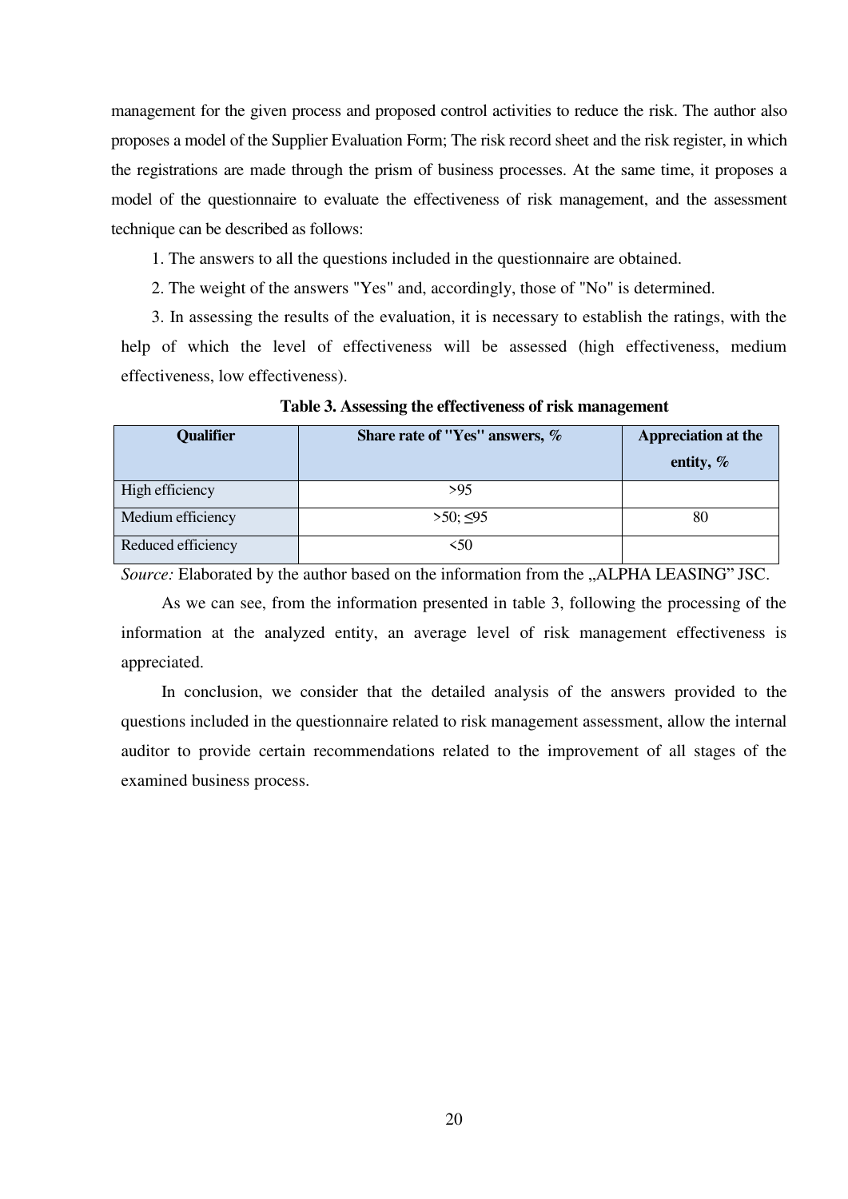management for the given process and proposed control activities to reduce the risk. The author also proposes a model of the Supplier Evaluation Form; The risk record sheet and the risk register, in which the registrations are made through the prism of business processes. At the same time, it proposes a model of the questionnaire to evaluate the effectiveness of risk management, and the assessment technique can be described as follows:

1. The answers to all the questions included in the questionnaire are obtained.
2. The weight of the answers "Yes" and, accordingly, those of "No" is determined.
3. In assessing the results of the evaluation, it is necessary to establish the ratings, with the help of which the level of effectiveness will be assessed (high effectiveness, medium effectiveness, low effectiveness).

**Table 3. Assessing the effectiveness of risk management**

| Qualifier | Share rate of "Yes" answers, % | Appreciation at the entity, % |
|---|---|---|
| High efficiency | >95 | |
| Medium efficiency | >50; ≤95 | 80 |
| Reduced efficiency | <50 | |

*Source:* Elaborated by the author based on the information from the „ALPHA LEASING" JSC.

As we can see, from the information presented in table 3, following the processing of the information at the analyzed entity, an average level of risk management effectiveness is appreciated.

In conclusion, we consider that the detailed analysis of the answers provided to the questions included in the questionnaire related to risk management assessment, allow the internal auditor to provide certain recommendations related to the improvement of all stages of the examined business process.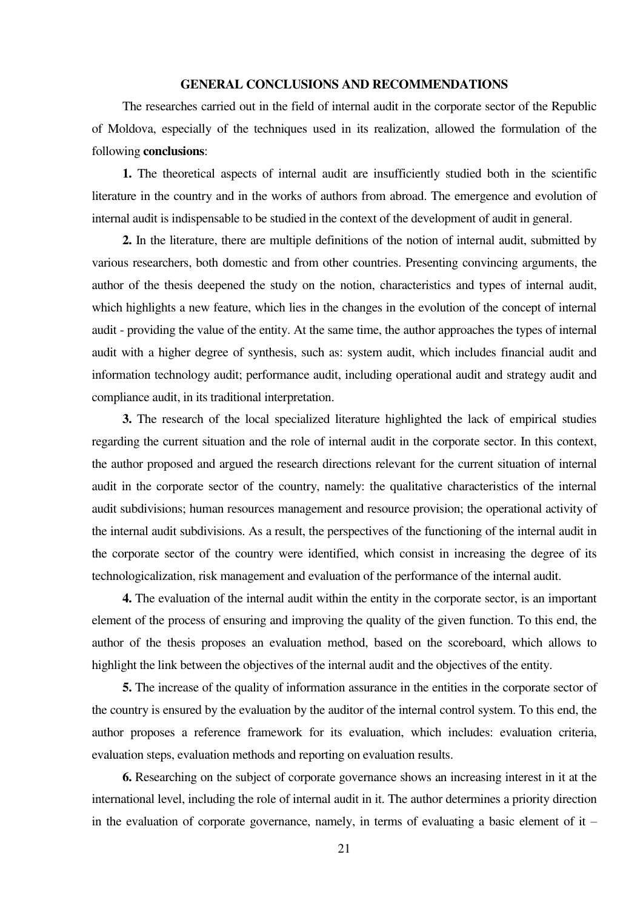## GENERAL CONCLUSIONS AND RECOMMENDATIONS

The researches carried out in the field of internal audit in the corporate sector of the Republic of Moldova, especially of the techniques used in its realization, allowed the formulation of the following **conclusions**:

**1.** The theoretical aspects of internal audit are insufficiently studied both in the scientific literature in the country and in the works of authors from abroad. The emergence and evolution of internal audit is indispensable to be studied in the context of the development of audit in general.

**2.** In the literature, there are multiple definitions of the notion of internal audit, submitted by various researchers, both domestic and from other countries. Presenting convincing arguments, the author of the thesis deepened the study on the notion, characteristics and types of internal audit, which highlights a new feature, which lies in the changes in the evolution of the concept of internal audit - providing the value of the entity. At the same time, the author approaches the types of internal audit with a higher degree of synthesis, such as: system audit, which includes financial audit and information technology audit; performance audit, including operational audit and strategy audit and compliance audit, in its traditional interpretation.

**3.** The research of the local specialized literature highlighted the lack of empirical studies regarding the current situation and the role of internal audit in the corporate sector. In this context, the author proposed and argued the research directions relevant for the current situation of internal audit in the corporate sector of the country, namely: the qualitative characteristics of the internal audit subdivisions; human resources management and resource provision; the operational activity of the internal audit subdivisions. As a result, the perspectives of the functioning of the internal audit in the corporate sector of the country were identified, which consist in increasing the degree of its technologicalization, risk management and evaluation of the performance of the internal audit.

**4.** The evaluation of the internal audit within the entity in the corporate sector, is an important element of the process of ensuring and improving the quality of the given function. To this end, the author of the thesis proposes an evaluation method, based on the scoreboard, which allows to highlight the link between the objectives of the internal audit and the objectives of the entity.

**5.** The increase of the quality of information assurance in the entities in the corporate sector of the country is ensured by the evaluation by the auditor of the internal control system. To this end, the author proposes a reference framework for its evaluation, which includes: evaluation criteria, evaluation steps, evaluation methods and reporting on evaluation results.

**6.** Researching on the subject of corporate governance shows an increasing interest in it at the international level, including the role of internal audit in it. The author determines a priority direction in the evaluation of corporate governance, namely, in terms of evaluating a basic element of it –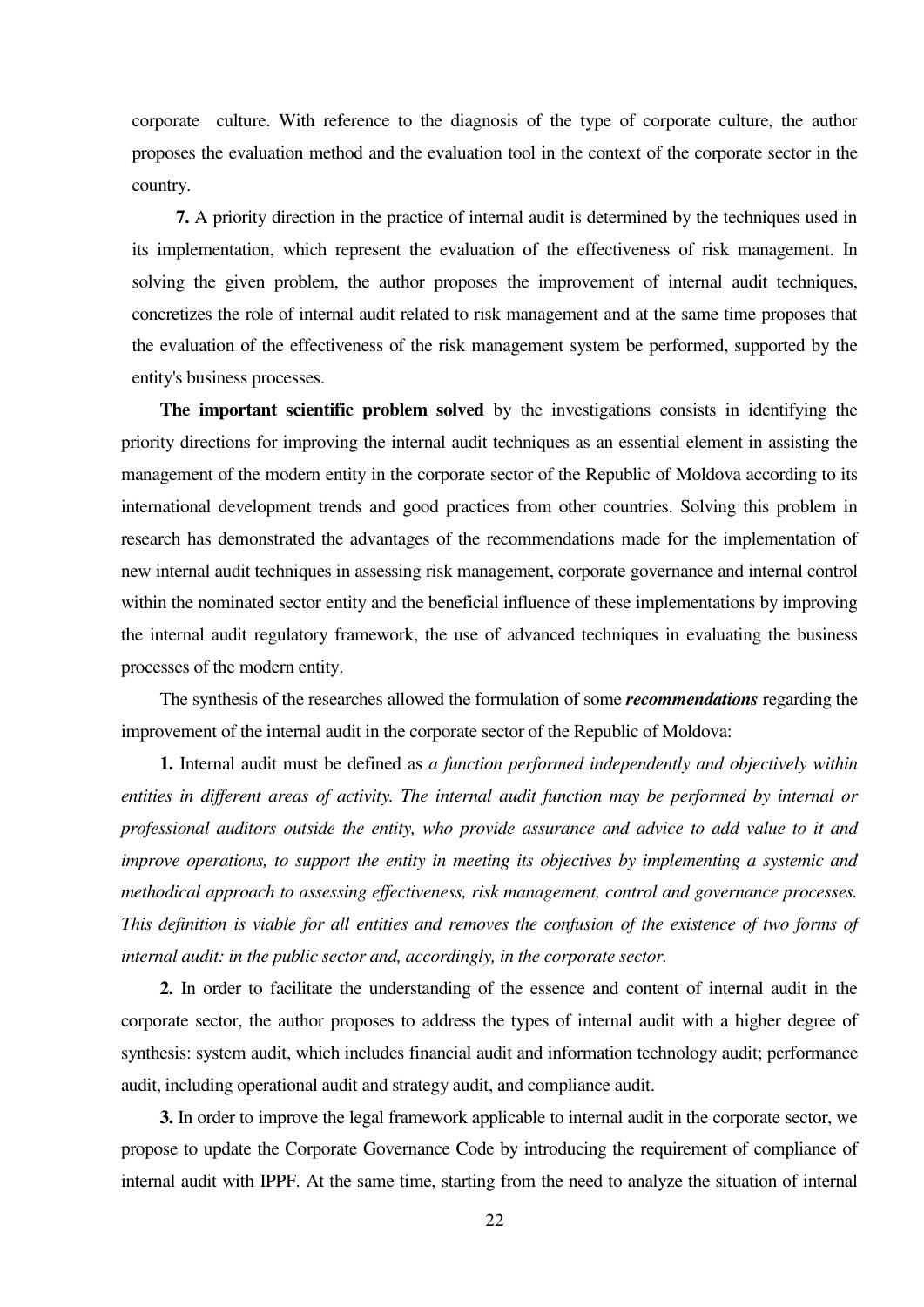corporate culture. With reference to the diagnosis of the type of corporate culture, the author proposes the evaluation method and the evaluation tool in the context of the corporate sector in the country.

**7.** A priority direction in the practice of internal audit is determined by the techniques used in its implementation, which represent the evaluation of the effectiveness of risk management. In solving the given problem, the author proposes the improvement of internal audit techniques, concretizes the role of internal audit related to risk management and at the same time proposes that the evaluation of the effectiveness of the risk management system be performed, supported by the entity's business processes.

**The important scientific problem solved** by the investigations consists in identifying the priority directions for improving the internal audit techniques as an essential element in assisting the management of the modern entity in the corporate sector of the Republic of Moldova according to its international development trends and good practices from other countries. Solving this problem in research has demonstrated the advantages of the recommendations made for the implementation of new internal audit techniques in assessing risk management, corporate governance and internal control within the nominated sector entity and the beneficial influence of these implementations by improving the internal audit regulatory framework, the use of advanced techniques in evaluating the business processes of the modern entity.

The synthesis of the researches allowed the formulation of some ***recommendations*** regarding the improvement of the internal audit in the corporate sector of the Republic of Moldova:

**1.** Internal audit must be defined as *a function performed independently and objectively within entities in different areas of activity. The internal audit function may be performed by internal or professional auditors outside the entity, who provide assurance and advice to add value to it and improve operations, to support the entity in meeting its objectives by implementing a systemic and methodical approach to assessing effectiveness, risk management, control and governance processes. This definition is viable for all entities and removes the confusion of the existence of two forms of internal audit: in the public sector and, accordingly, in the corporate sector.*

**2.** In order to facilitate the understanding of the essence and content of internal audit in the corporate sector, the author proposes to address the types of internal audit with a higher degree of synthesis: system audit, which includes financial audit and information technology audit; performance audit, including operational audit and strategy audit, and compliance audit.

**3.** In order to improve the legal framework applicable to internal audit in the corporate sector, we propose to update the Corporate Governance Code by introducing the requirement of compliance of internal audit with IPPF. At the same time, starting from the need to analyze the situation of internal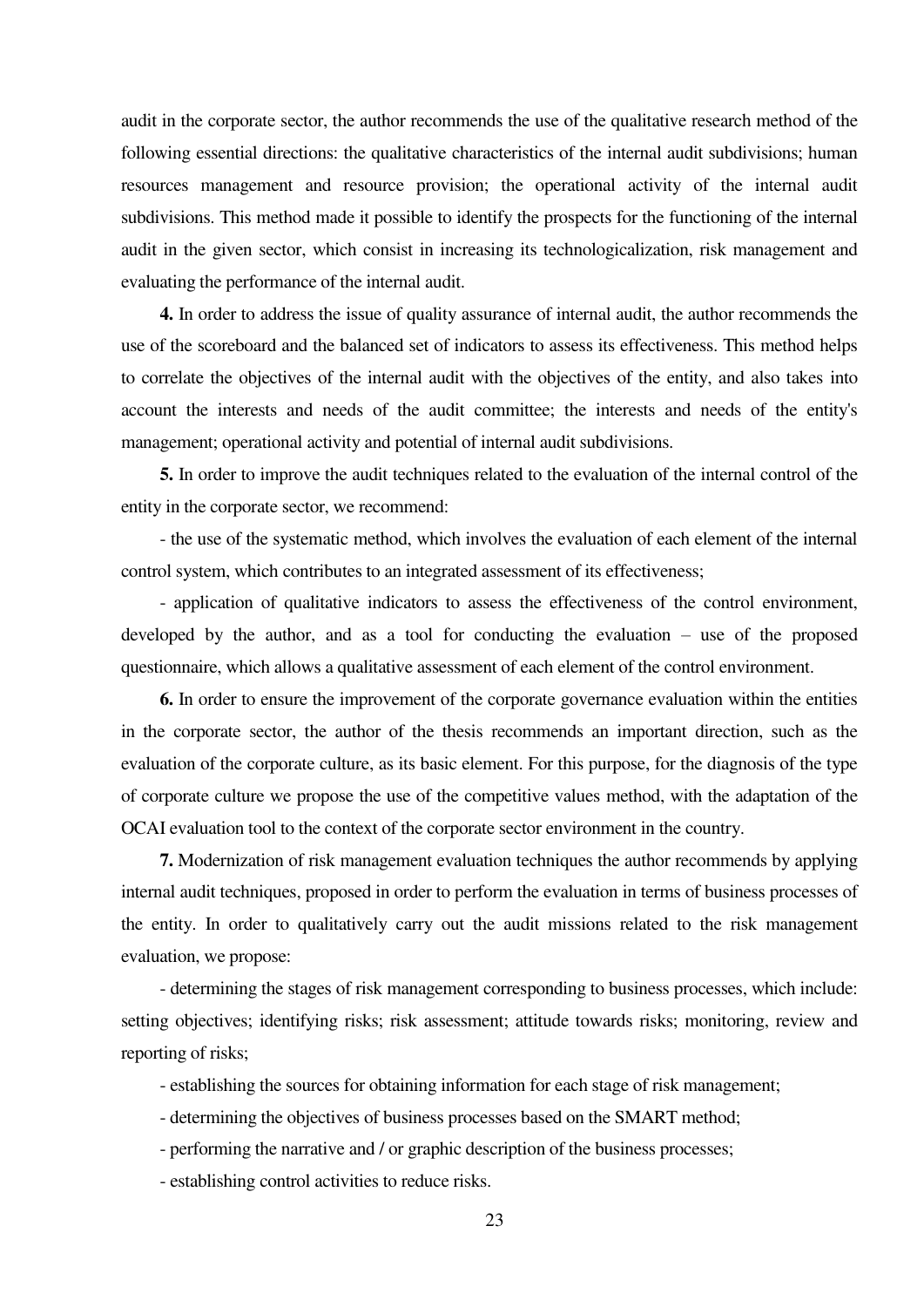audit in the corporate sector, the author recommends the use of the qualitative research method of the following essential directions: the qualitative characteristics of the internal audit subdivisions; human resources management and resource provision; the operational activity of the internal audit subdivisions. This method made it possible to identify the prospects for the functioning of the internal audit in the given sector, which consist in increasing its technologicalization, risk management and evaluating the performance of the internal audit.

**4.** In order to address the issue of quality assurance of internal audit, the author recommends the use of the scoreboard and the balanced set of indicators to assess its effectiveness. This method helps to correlate the objectives of the internal audit with the objectives of the entity, and also takes into account the interests and needs of the audit committee; the interests and needs of the entity's management; operational activity and potential of internal audit subdivisions.

**5.** In order to improve the audit techniques related to the evaluation of the internal control of the entity in the corporate sector, we recommend:

- the use of the systematic method, which involves the evaluation of each element of the internal control system, which contributes to an integrated assessment of its effectiveness;
- application of qualitative indicators to assess the effectiveness of the control environment, developed by the author, and as a tool for conducting the evaluation – use of the proposed questionnaire, which allows a qualitative assessment of each element of the control environment.

**6.** In order to ensure the improvement of the corporate governance evaluation within the entities in the corporate sector, the author of the thesis recommends an important direction, such as the evaluation of the corporate culture, as its basic element. For this purpose, for the diagnosis of the type of corporate culture we propose the use of the competitive values method, with the adaptation of the OCAI evaluation tool to the context of the corporate sector environment in the country.

**7.** Modernization of risk management evaluation techniques the author recommends by applying internal audit techniques, proposed in order to perform the evaluation in terms of business processes of the entity. In order to qualitatively carry out the audit missions related to the risk management evaluation, we propose:

- determining the stages of risk management corresponding to business processes, which include: setting objectives; identifying risks; risk assessment; attitude towards risks; monitoring, review and reporting of risks;
- establishing the sources for obtaining information for each stage of risk management;
- determining the objectives of business processes based on the SMART method;
- performing the narrative and / or graphic description of the business processes;
- establishing control activities to reduce risks.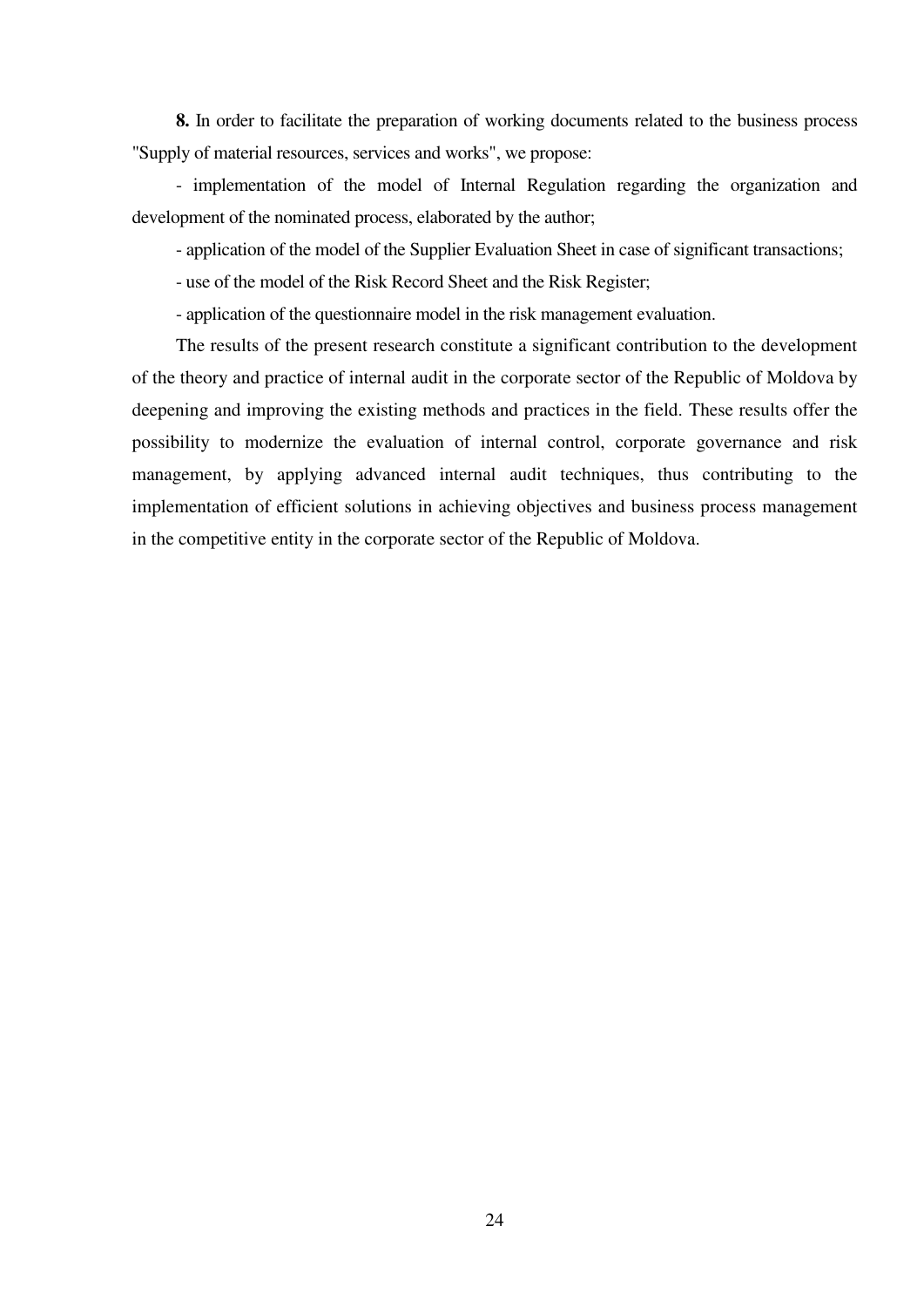**8.** In order to facilitate the preparation of working documents related to the business process "Supply of material resources, services and works", we propose:

- implementation of the model of Internal Regulation regarding the organization and development of the nominated process, elaborated by the author;
- application of the model of the Supplier Evaluation Sheet in case of significant transactions;
- use of the model of the Risk Record Sheet and the Risk Register;
- application of the questionnaire model in the risk management evaluation.

The results of the present research constitute a significant contribution to the development of the theory and practice of internal audit in the corporate sector of the Republic of Moldova by deepening and improving the existing methods and practices in the field. These results offer the possibility to modernize the evaluation of internal control, corporate governance and risk management, by applying advanced internal audit techniques, thus contributing to the implementation of efficient solutions in achieving objectives and business process management in the competitive entity in the corporate sector of the Republic of Moldova.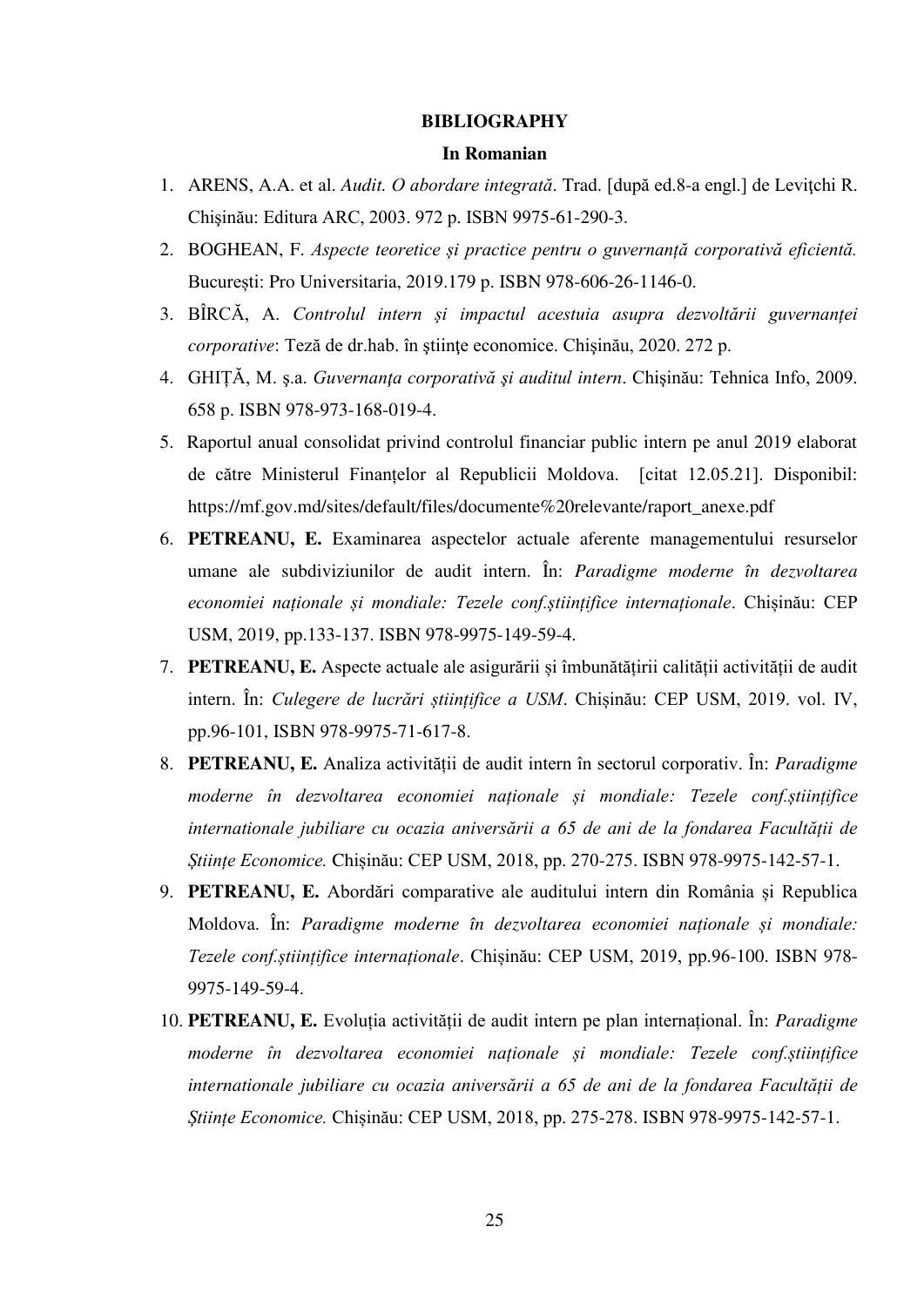# BIBLIOGRAPHY

## In Romanian

1. ARENS, A.A. et al. *Audit. O abordare integrată*. Trad. [după ed.8-a engl.] de Leviţchi R. Chişinău: Editura ARC, 2003. 972 p. ISBN 9975-61-290-3.
2. BOGHEAN, F. *Aspecte teoretice și practice pentru o guvernanță corporativă eficientă.* București: Pro Universitaria, 2019.179 p. ISBN 978-606-26-1146-0.
3. BÎRCĂ, A. *Controlul intern și impactul acestuia asupra dezvoltării guvernanței corporative*: Teză de dr.hab. în ştiinţe economice. Chişinău, 2020. 272 p.
4. GHIȚĂ, M. ş.a. *Guvernanţa corporativă şi auditul intern*. Chişinău: Tehnica Info, 2009. 658 p. ISBN 978-973-168-019-4.
5. Raportul anual consolidat privind controlul financiar public intern pe anul 2019 elaborat de către Ministerul Finanțelor al Republicii Moldova. [citat 12.05.21]. Disponibil: https://mf.gov.md/sites/default/files/documente%20relevante/raport_anexe.pdf
6. **PETREANU, E.** Examinarea aspectelor actuale aferente managementului resurselor umane ale subdiviziunilor de audit intern. În: *Paradigme moderne în dezvoltarea economiei naționale și mondiale: Tezele conf.științifice internaționale*. Chișinău: CEP USM, 2019, pp.133-137. ISBN 978-9975-149-59-4.
7. **PETREANU, E.** Aspecte actuale ale asigurării și îmbunătățirii calității activității de audit intern. În: *Culegere de lucrări științifice a USM*. Chișinău: CEP USM, 2019. vol. IV, pp.96-101, ISBN 978-9975-71-617-8.
8. **PETREANU, E.** Analiza activității de audit intern în sectorul corporativ. În: *Paradigme moderne în dezvoltarea economiei naționale și mondiale: Tezele conf.științifice internationale jubiliare cu ocazia aniversării a 65 de ani de la fondarea Facultății de Științe Economice.* Chișinău: CEP USM, 2018, pp. 270-275. ISBN 978-9975-142-57-1.
9. **PETREANU, E.** Abordări comparative ale auditului intern din România și Republica Moldova. În: *Paradigme moderne în dezvoltarea economiei naționale și mondiale: Tezele conf.științifice internaționale*. Chișinău: CEP USM, 2019, pp.96-100. ISBN 978-9975-149-59-4.
10. **PETREANU, E.** Evoluția activității de audit intern pe plan internațional. În: *Paradigme moderne în dezvoltarea economiei naționale și mondiale: Tezele conf.științifice internationale jubiliare cu ocazia aniversării a 65 de ani de la fondarea Facultății de Științe Economice.* Chișinău: CEP USM, 2018, pp. 275-278. ISBN 978-9975-142-57-1.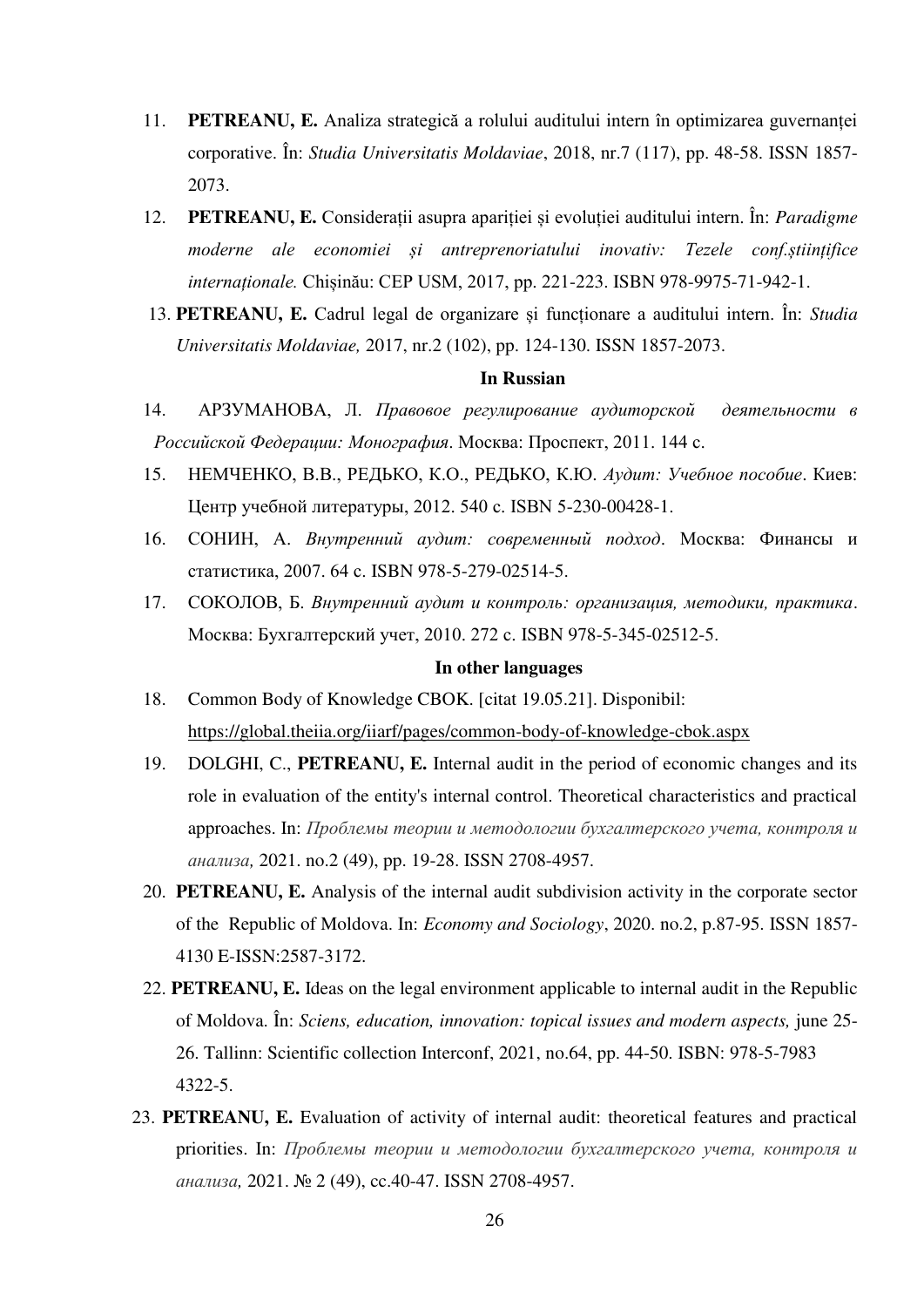11. **PETREANU, E.** Analiza strategică a rolului auditului intern în optimizarea guvernanței corporative. În: *Studia Universitatis Moldaviae*, 2018, nr.7 (117), pp. 48-58. ISSN 1857-2073.
12. **PETREANU, E.** Considerații asupra apariției și evoluției auditului intern. În: *Paradigme moderne ale economiei și antreprenoriatului inovativ: Tezele conf.științifice internaționale.* Chișinău: CEP USM, 2017, pp. 221-223. ISBN 978-9975-71-942-1.
13. **PETREANU, E.** Cadrul legal de organizare și funcționare a auditului intern. În: *Studia Universitatis Moldaviae,* 2017, nr.2 (102), pp. 124-130. ISSN 1857-2073.

**In Russian**

14. АРЗУМАНОВА, Л. *Правовое регулирование аудиторской деятельности в Российской Федерации: Монография*. Москва: Проспект, 2011. 144 с.
15. НЕМЧЕНКО, В.В., РЕДЬКО, К.О., РЕДЬКО, К.Ю. *Аудит: Учебное пособие*. Киев: Центр учебной литературы, 2012. 540 с. ISBN 5-230-00428-1.
16. СОНИН, А. *Внутренний аудит: современный подход*. Москва: Финансы и статистика, 2007. 64 с. ISBN 978-5-279-02514-5.
17. СОКОЛОВ, Б. *Внутренний аудит и контроль: организация, методики, практика*. Москва: Бухгалтерский учет, 2010. 272 с. ISBN 978-5-345-02512-5.

**In other languages**

18. Common Body of Knowledge CBOK. [citat 19.05.21]. Disponibil: https://global.theiia.org/iiarf/pages/common-body-of-knowledge-cbok.aspx
19. DOLGHI, C., **PETREANU, E.** Internal audit in the period of economic changes and its role in evaluation of the entity's internal control. Theoretical characteristics and practical approaches. In: *Проблемы теории и методологии бухгалтерского учета, контроля и анализа,* 2021. no.2 (49), pp. 19-28. ISSN 2708-4957.
20. **PETREANU, E.** Analysis of the internal audit subdivision activity in the corporate sector of the Republic of Moldova. In: *Economy and Sociology*, 2020. no.2, p.87-95. ISSN 1857-4130 E-ISSN:2587-3172.
22. **PETREANU, E.** Ideas on the legal environment applicable to internal audit in the Republic of Moldova. În: *Sciens, education, innovation: topical issues and modern aspects,* june 25-26. Tallinn: Scientific collection Interconf, 2021, no.64, pp. 44-50. ISBN: 978-5-7983 4322-5.
23. **PETREANU, E.** Evaluation of activity of internal audit: theoretical features and practical priorities. In: *Проблемы теории и методологии бухгалтерского учета, контроля и анализа,* 2021. № 2 (49), сс.40-47. ISSN 2708-4957.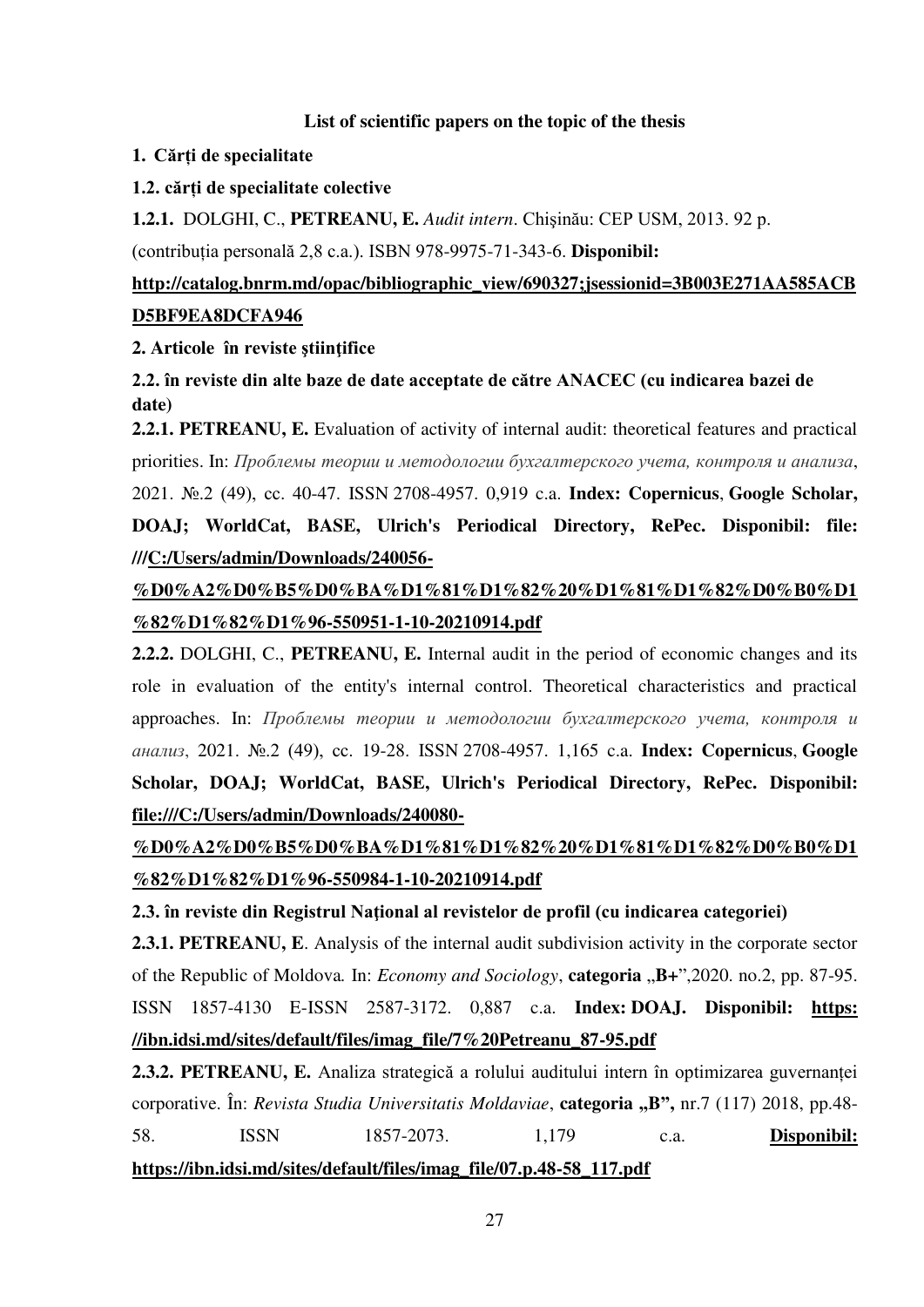**List of scientific papers on the topic of the thesis**

**1. Cărți de specialitate**

**1.2. cărți de specialitate colective**

**1.2.1.** DOLGHI, C., **PETREANU, E.** *Audit intern*. Chişinău: CEP USM, 2013. 92 p. (contribuția personală 2,8 c.a.). ISBN 978-9975-71-343-6. **Disponibil: http://catalog.bnrm.md/opac/bibliographic_view/690327;jsessionid=3B003E271AA585ACBD5BF9EA8DCFA946**

**2. Articole în reviste ştiinţifice**

**2.2. în reviste din alte baze de date acceptate de către ANACEC (cu indicarea bazei de date)**

**2.2.1. PETREANU, E.** Evaluation of activity of internal audit: theoretical features and practical priorities. In: *Проблемы теории и методологии бухгалтерского учета, контроля и анализа*, 2021. №.2 (49), сс. 40-47. ISSN 2708-4957. 0,919 c.a. **Index: Copernicus**, **Google Scholar, DOAJ; WorldCat, BASE, Ulrich's Periodical Directory, RePec. Disponibil: file:///C:/Users/admin/Downloads/240056-%D0%A2%D0%B5%D0%BA%D1%81%D1%82%20%D1%81%D1%82%D0%B0%D1%82%D1%82%D1%96-550951-1-10-20210914.pdf**

**2.2.2.** DOLGHI, C., **PETREANU, E.** Internal audit in the period of economic changes and its role in evaluation of the entity's internal control. Theoretical characteristics and practical approaches. In: *Проблемы теории и методологии бухгалтерского учета, контроля и анализ*, 2021. №.2 (49), сс. 19-28. ISSN 2708-4957. 1,165 c.a. **Index: Copernicus**, **Google Scholar, DOAJ; WorldCat, BASE, Ulrich's Periodical Directory, RePec. Disponibil: file:///C:/Users/admin/Downloads/240080-%D0%A2%D0%B5%D0%BA%D1%81%D1%82%20%D1%81%D1%82%D0%B0%D1%82%D1%82%D1%96-550984-1-10-20210914.pdf**

**2.3. în reviste din Registrul Naţional al revistelor de profil (cu indicarea categoriei)**

**2.3.1. PETREANU, E**. Analysis of the internal audit subdivision activity in the corporate sector of the Republic of Moldova*.* In: *Economy and Sociology*, **categoria** „**B+**",2020. no.2, pp. 87-95. ISSN 1857-4130 E-ISSN 2587-3172. 0,887 c.a. **Index: DOAJ. Disponibil: https://ibn.idsi.md/sites/default/files/imag_file/7%20Petreanu_87-95.pdf**

**2.3.2. PETREANU, E.** Analiza strategică a rolului auditului intern în optimizarea guvernanței corporative. În: *Revista Studia Universitatis Moldaviae*, **categoria „B",** nr.7 (117) 2018, pp.48-58. ISSN 1857-2073. 1,179 c.a. **Disponibil: https://ibn.idsi.md/sites/default/files/imag_file/07.p.48-58_117.pdf**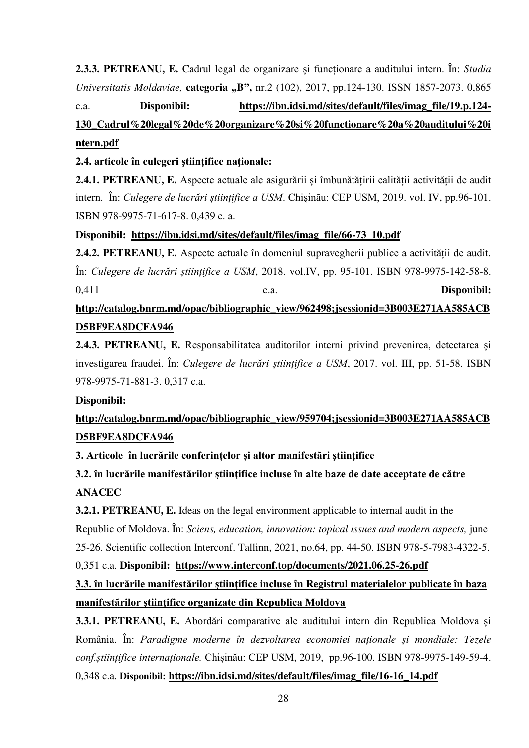**2.3.3. PETREANU, E.** Cadrul legal de organizare și funcționare a auditului intern. În: *Studia Universitatis Moldaviae,* **categoria „B",** nr.2 (102), 2017, pp.124-130. ISSN 1857-2073. 0,865 c.a. **Disponibil: https://ibn.idsi.md/sites/default/files/imag_file/19.p.124-130_Cadrul%20legal%20de%20organizare%20si%20functionare%20a%20auditului%20intern.pdf**

**2.4. articole în culegeri ştiinţifice naţionale:**

**2.4.1. PETREANU, E.** Aspecte actuale ale asigurării și îmbunătățirii calității activității de audit intern. În: *Culegere de lucrări științifice a USM*. Chișinău: CEP USM, 2019. vol. IV, pp.96-101. ISBN 978-9975-71-617-8. 0,439 c. a.

**Disponibil: https://ibn.idsi.md/sites/default/files/imag_file/66-73_10.pdf**

**2.4.2. PETREANU, E.** Aspecte actuale în domeniul supravegherii publice a activității de audit. În: *Culegere de lucrări științifice a USM*, 2018. vol.IV, pp. 95-101. ISBN 978-9975-142-58-8. 0,411 c.a. **Disponibil: http://catalog.bnrm.md/opac/bibliographic_view/962498;jsessionid=3B003E271AA585ACBD5BF9EA8DCFA946**

**2.4.3. PETREANU, E.** Responsabilitatea auditorilor interni privind prevenirea, detectarea și investigarea fraudei. În: *Culegere de lucrări științifice a USM*, 2017. vol. III, pp. 51-58. ISBN 978-9975-71-881-3. 0,317 c.a.

**Disponibil:**

**http://catalog.bnrm.md/opac/bibliographic_view/959704;jsessionid=3B003E271AA585ACBD5BF9EA8DCFA946**

**3. Articole în lucrările conferințelor și altor manifestări științifice**

**3.2. în lucrările manifestărilor ştiinţifice incluse în alte baze de date acceptate de către ANACEC**

**3.2.1. PETREANU, E.** Ideas on the legal environment applicable to internal audit in the Republic of Moldova. În: *Sciens, education, innovation: topical issues and modern aspects,* june 25-26. Scientific collection Interconf. Tallinn, 2021, no.64, pp. 44-50. ISBN 978-5-7983-4322-5. 0,351 c.a. **Disponibil: https://www.interconf.top/documents/2021.06.25-26.pdf**

**3.3. în lucrările manifestărilor ştiinţifice incluse în Registrul materialelor publicate în baza manifestărilor ştiinţifice organizate din Republica Moldova**

**3.3.1. PETREANU, E.** Abordări comparative ale auditului intern din Republica Moldova și România. În: *Paradigme moderne în dezvoltarea economiei naționale și mondiale: Tezele conf.științifice internaționale.* Chișinău: CEP USM, 2019, pp.96-100. ISBN 978-9975-149-59-4. 0,348 c.a. **Disponibil: https://ibn.idsi.md/sites/default/files/imag_file/16-16_14.pdf**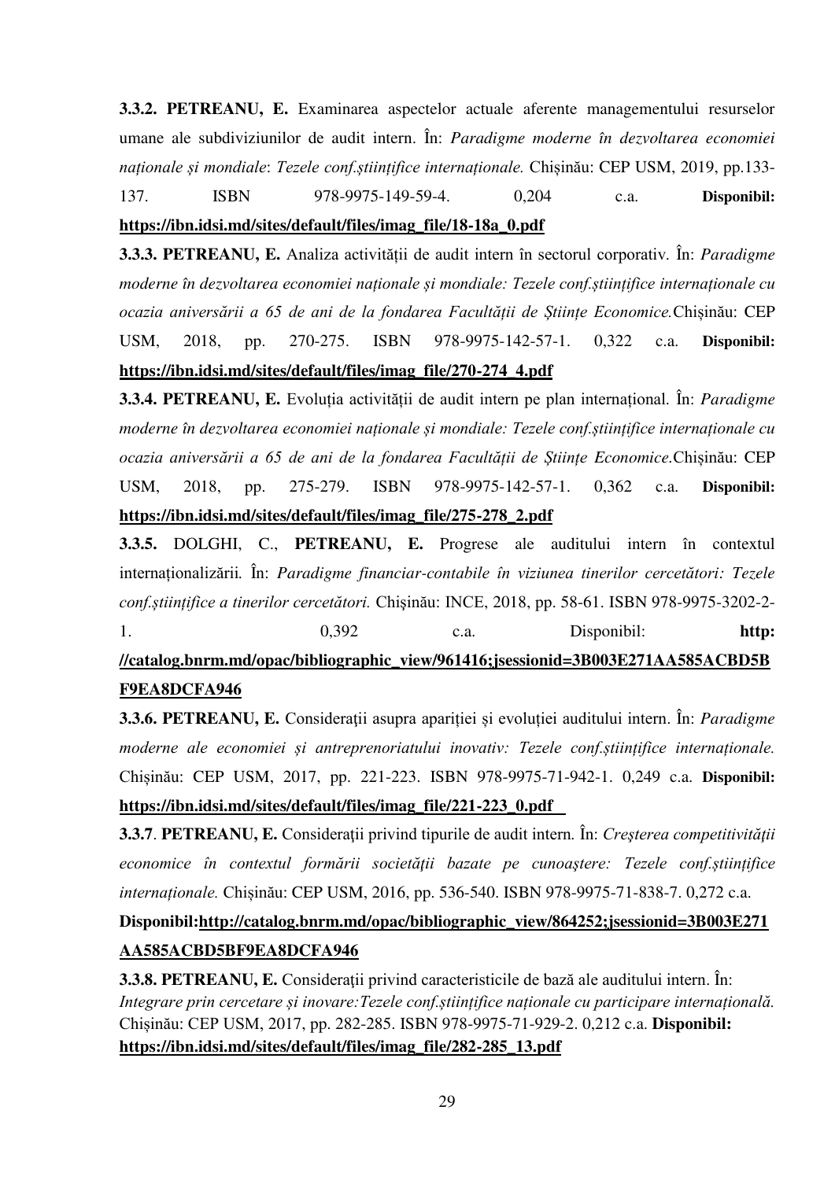**3.3.2. PETREANU, E.** Examinarea aspectelor actuale aferente managementului resurselor umane ale subdiviziunilor de audit intern. În: *Paradigme moderne în dezvoltarea economiei naționale și mondiale*: *Tezele conf.științifice internaționale.* Chișinău: CEP USM, 2019, pp.133-137. ISBN 978-9975-149-59-4. 0,204 c.a. **Disponibil:** **https://ibn.idsi.md/sites/default/files/imag_file/18-18a_0.pdf**

**3.3.3. PETREANU, E.** Analiza activității de audit intern în sectorul corporativ. În: *Paradigme moderne în dezvoltarea economiei naționale și mondiale: Tezele conf.științifice internaționale cu ocazia aniversării a 65 de ani de la fondarea Facultății de Științe Economice.*Chișinău: CEP USM, 2018, pp. 270-275. ISBN 978-9975-142-57-1. 0,322 c.a. **Disponibil:** **https://ibn.idsi.md/sites/default/files/imag_file/270-274_4.pdf**

**3.3.4. PETREANU, E.** Evoluția activității de audit intern pe plan internațional. În: *Paradigme moderne în dezvoltarea economiei naționale și mondiale: Tezele conf.științifice internaționale cu ocazia aniversării a 65 de ani de la fondarea Facultății de Științe Economice.*Chișinău: CEP USM, 2018, pp. 275-279. ISBN 978-9975-142-57-1. 0,362 c.a. **Disponibil:** **https://ibn.idsi.md/sites/default/files/imag_file/275-278_2.pdf**

**3.3.5.** DOLGHI, C., **PETREANU, E.** Progrese ale auditului intern în contextul internaționalizării. În: *Paradigme financiar-contabile în viziunea tinerilor cercetători: Tezele conf.științifice a tinerilor cercetători.* Chişinău: INCE, 2018, pp. 58-61. ISBN 978-9975-3202-2-1. 0,392 c.a. Disponibil: **http: //catalog.bnrm.md/opac/bibliographic_view/961416;jsessionid=3B003E271AA585ACBD5BF9EA8DCFA946**

**3.3.6. PETREANU, E.** Consideraţii asupra apariției și evoluției auditului intern. În: *Paradigme moderne ale economiei și antreprenoriatului inovativ: Tezele conf.științifice internaționale.* Chișinău: CEP USM, 2017, pp. 221-223. ISBN 978-9975-71-942-1. 0,249 c.a. **Disponibil:** **https://ibn.idsi.md/sites/default/files/imag_file/221-223_0.pdf**

**3.3.7**. **PETREANU, E.** Consideraţii privind tipurile de audit intern. În: *Creşterea competitivităţii economice în contextul formării societăţii bazate pe cunoaştere: Tezele conf.științifice internaționale.* Chișinău: CEP USM, 2016, pp. 536-540. ISBN 978-9975-71-838-7. 0,272 c.a.
**Disponibil:http://catalog.bnrm.md/opac/bibliographic_view/864252;jsessionid=3B003E271AA585ACBD5BF9EA8DCFA946**

**3.3.8. PETREANU, E.** Consideraţii privind caracteristicile de bază ale auditului intern. În: *Integrare prin cercetare și inovare:Tezele conf.științifice naționale cu participare internațională.* Chișinău: CEP USM, 2017, pp. 282-285. ISBN 978-9975-71-929-2. 0,212 c.a. **Disponibil:** **https://ibn.idsi.md/sites/default/files/imag_file/282-285_13.pdf**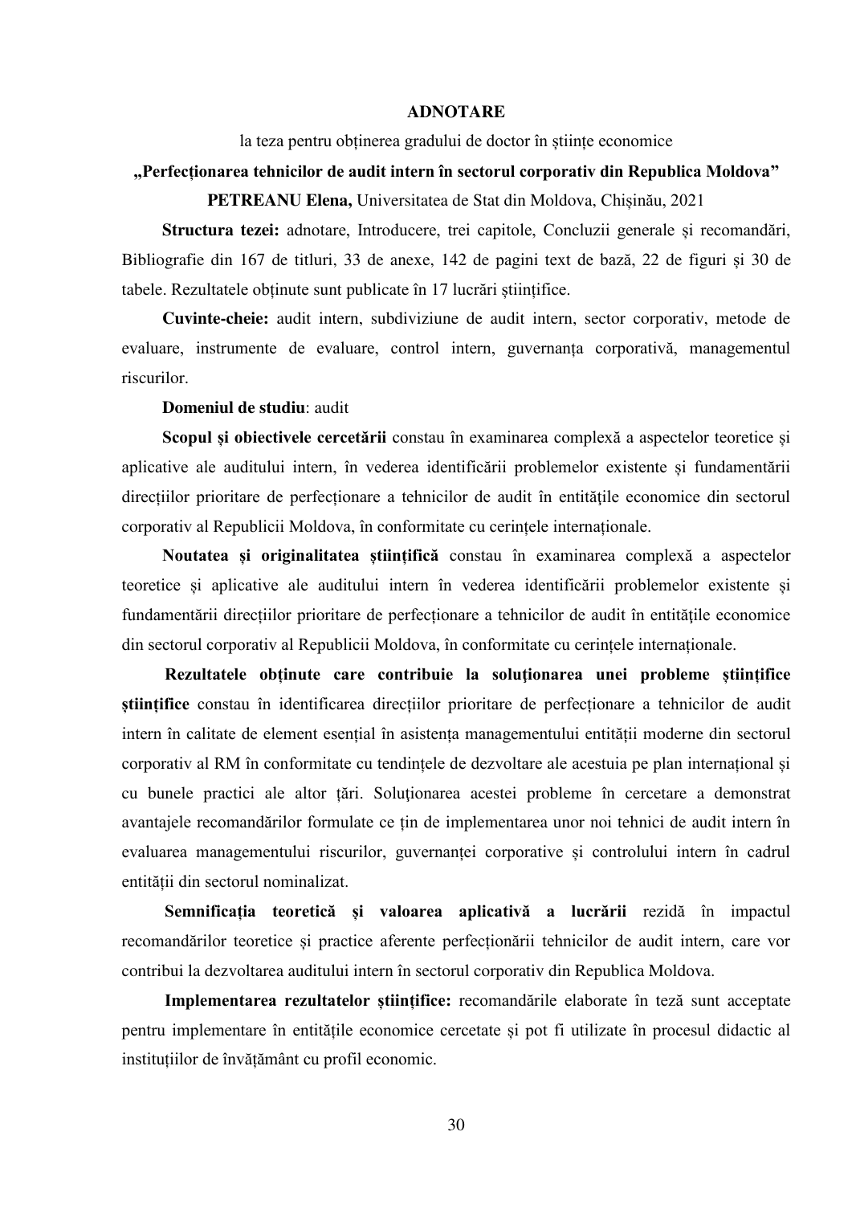## ADNOTARE

la teza pentru obținerea gradului de doctor în științe economice

**„Perfecționarea tehnicilor de audit intern în sectorul corporativ din Republica Moldova"**

**PETREANU Elena,** Universitatea de Stat din Moldova, Chișinău, 2021

**Structura tezei:** adnotare, Introducere, trei capitole, Concluzii generale și recomandări, Bibliografie din 167 de titluri, 33 de anexe, 142 de pagini text de bază, 22 de figuri și 30 de tabele. Rezultatele obținute sunt publicate în 17 lucrări științifice.

**Cuvinte-cheie:** audit intern, subdiviziune de audit intern, sector corporativ, metode de evaluare, instrumente de evaluare, control intern, guvernanța corporativă, managementul riscurilor.

**Domeniul de studiu**: audit

**Scopul și obiectivele cercetării** constau în examinarea complexă a aspectelor teoretice și aplicative ale auditului intern, în vederea identificării problemelor existente și fundamentării direcțiilor prioritare de perfecționare a tehnicilor de audit în entităţile economice din sectorul corporativ al Republicii Moldova, în conformitate cu cerințele internaționale.

**Noutatea și originalitatea științifică** constau în examinarea complexă a aspectelor teoretice și aplicative ale auditului intern în vederea identificării problemelor existente și fundamentării direcțiilor prioritare de perfecționare a tehnicilor de audit în entităţile economice din sectorul corporativ al Republicii Moldova, în conformitate cu cerințele internaționale.

**Rezultatele obținute care contribuie la soluționarea unei probleme științifice științifice** constau în identificarea direcțiilor prioritare de perfecționare a tehnicilor de audit intern în calitate de element esențial în asistența managementului entității moderne din sectorul corporativ al RM în conformitate cu tendințele de dezvoltare ale acestuia pe plan internațional și cu bunele practici ale altor ţări. Soluționarea acestei probleme în cercetare a demonstrat avantajele recomandărilor formulate ce țin de implementarea unor noi tehnici de audit intern în evaluarea managementului riscurilor, guvernanței corporative și controlului intern în cadrul entității din sectorul nominalizat.

**Semnificația teoretică și valoarea aplicativă a lucrării** rezidă în impactul recomandărilor teoretice și practice aferente perfecționării tehnicilor de audit intern, care vor contribui la dezvoltarea auditului intern în sectorul corporativ din Republica Moldova.

**Implementarea rezultatelor științifice:** recomandările elaborate în teză sunt acceptate pentru implementare în entitățile economice cercetate și pot fi utilizate în procesul didactic al instituțiilor de învățământ cu profil economic.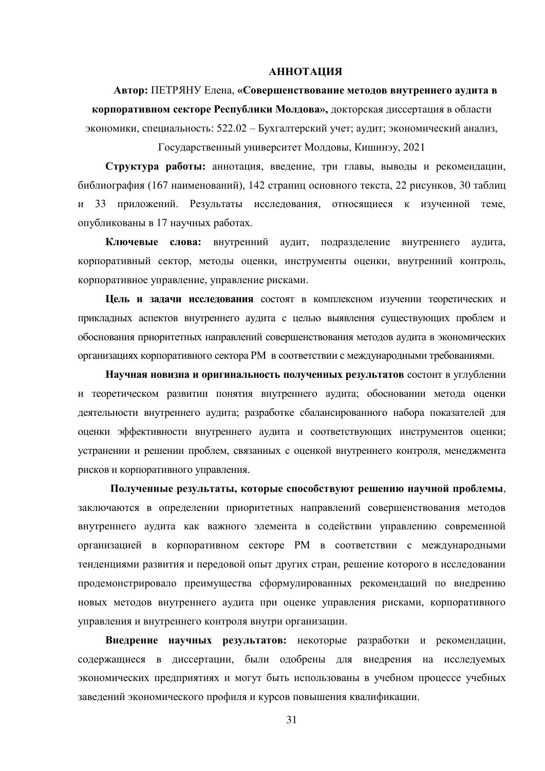# АННОТАЦИЯ

**Автор:** ПЕТРЯНУ Елена, **«Совершенствование методов внутреннего аудита в корпоративном секторе Республики Молдова»,** докторская диссертация в области экономики, специальность: 522.02 – Бухгалтерский учет; аудит; экономический анализ, Государственный университет Молдовы, Кишинэу, 2021

**Структура работы:** аннотация, введение, три главы, выводы и рекомендации, библиография (167 наименований), 142 страниц основного текста, 22 рисунков, 30 таблиц и 33 приложений. Результаты исследования, относящиеся к изученной теме, опубликованы в 17 научных работах.

**Ключевые слова:** внутренний аудит, подразделение внутреннего аудита, корпоративный сектор, методы оценки, инструменты оценки, внутренний контроль, корпоративное управление, управление рисками.

**Цель и задачи исследования** состоят в комплексном изучении теоретических и прикладных аспектов внутреннего аудита с целью выявления существующих проблем и обоснования приоритетных направлений совершенствования методов аудита в экономических организациях корпоративного сектора РМ в соответствии с международными требованиями.

**Научная новизна и оригинальность полученных результатов** состоит в углублении и теоретическом развитии понятия внутреннего аудита; обосновании метода оценки деятельности внутреннего аудита; разработке сбалансированного набора показателей для оценки эффективности внутреннего аудита и соответствующих инструментов оценки; устранении и решении проблем, связанных с оценкой внутреннего контроля, менеджмента рисков и корпоративного управления.

**Полученные результаты, которые способствуют решению научной проблемы**, заключаются в определении приоритетных направлений совершенствования методов внутреннего аудита как важного элемента в содействии управлению современной организацией в корпоративном секторе РМ в соответствии с международными тенденциями развития и передовой опыт других стран, решение которого в исследовании продемонстрировало преимущества сформулированных рекомендаций по внедрению новых методов внутреннего аудита при оценке управления рисками, корпоративного управления и внутреннего контроля внутри организации.

**Внедрение научных результатов:** некоторые разработки и рекомендации, содержащиеся в диссертации, были одобрены для внедрения на исследуемых экономических предприятиях и могут быть использованы в учебном процессе учебных заведений экономического профиля и курсов повышения квалификации.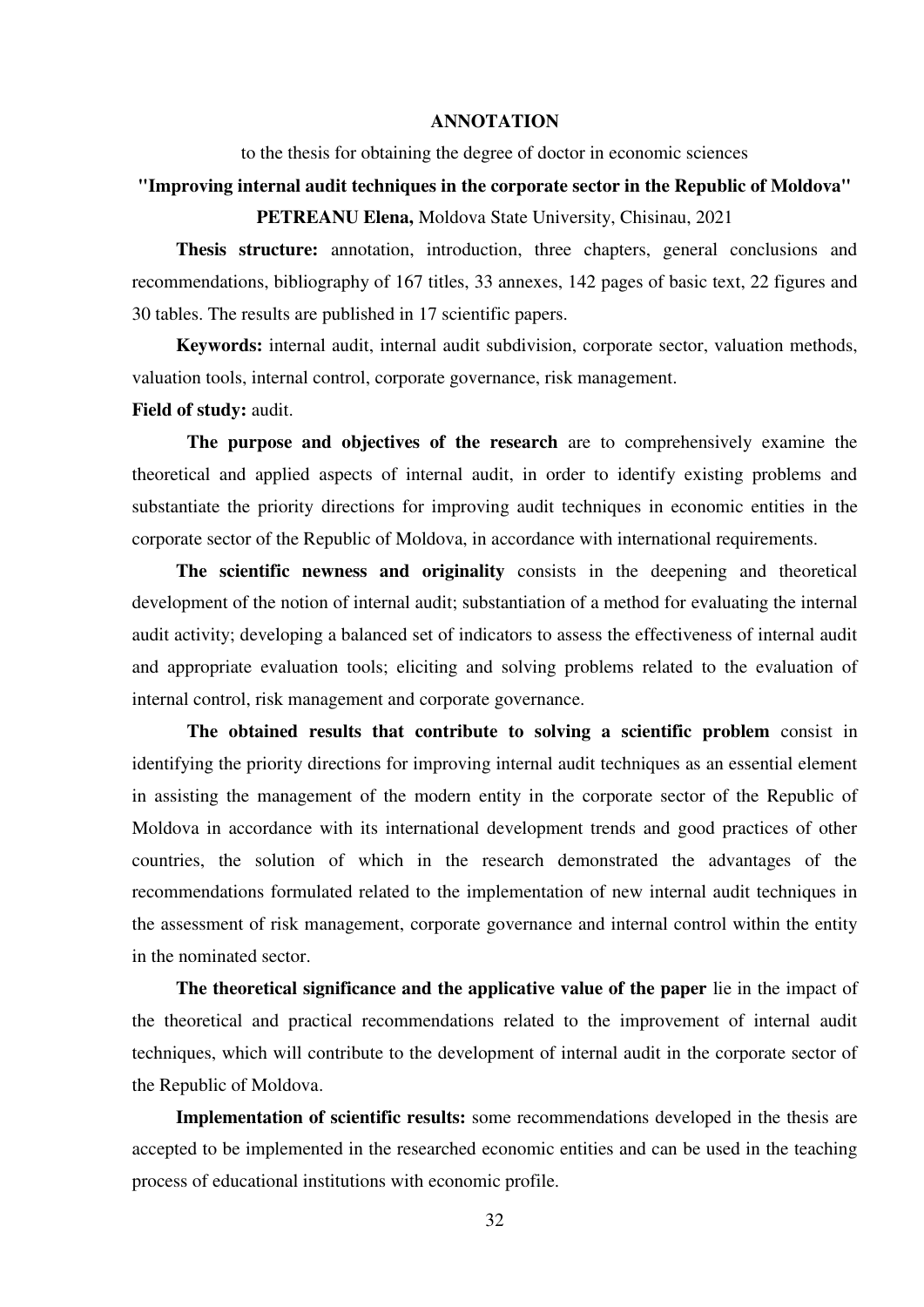## ANNOTATION

to the thesis for obtaining the degree of doctor in economic sciences

**"Improving internal audit techniques in the corporate sector in the Republic of Moldova"**

**PETREANU Elena,** Moldova State University, Chisinau, 2021

**Thesis structure:** annotation, introduction, three chapters, general conclusions and recommendations, bibliography of 167 titles, 33 annexes, 142 pages of basic text, 22 figures and 30 tables. The results are published in 17 scientific papers.

**Keywords:** internal audit, internal audit subdivision, corporate sector, valuation methods, valuation tools, internal control, corporate governance, risk management.

**Field of study:** audit.

**The purpose and objectives of the research** are to comprehensively examine the theoretical and applied aspects of internal audit, in order to identify existing problems and substantiate the priority directions for improving audit techniques in economic entities in the corporate sector of the Republic of Moldova, in accordance with international requirements.

**The scientific newness and originality** consists in the deepening and theoretical development of the notion of internal audit; substantiation of a method for evaluating the internal audit activity; developing a balanced set of indicators to assess the effectiveness of internal audit and appropriate evaluation tools; eliciting and solving problems related to the evaluation of internal control, risk management and corporate governance.

**The obtained results that contribute to solving a scientific problem** consist in identifying the priority directions for improving internal audit techniques as an essential element in assisting the management of the modern entity in the corporate sector of the Republic of Moldova in accordance with its international development trends and good practices of other countries, the solution of which in the research demonstrated the advantages of the recommendations formulated related to the implementation of new internal audit techniques in the assessment of risk management, corporate governance and internal control within the entity in the nominated sector.

**The theoretical significance and the applicative value of the paper** lie in the impact of the theoretical and practical recommendations related to the improvement of internal audit techniques, which will contribute to the development of internal audit in the corporate sector of the Republic of Moldova.

**Implementation of scientific results:** some recommendations developed in the thesis are accepted to be implemented in the researched economic entities and can be used in the teaching process of educational institutions with economic profile.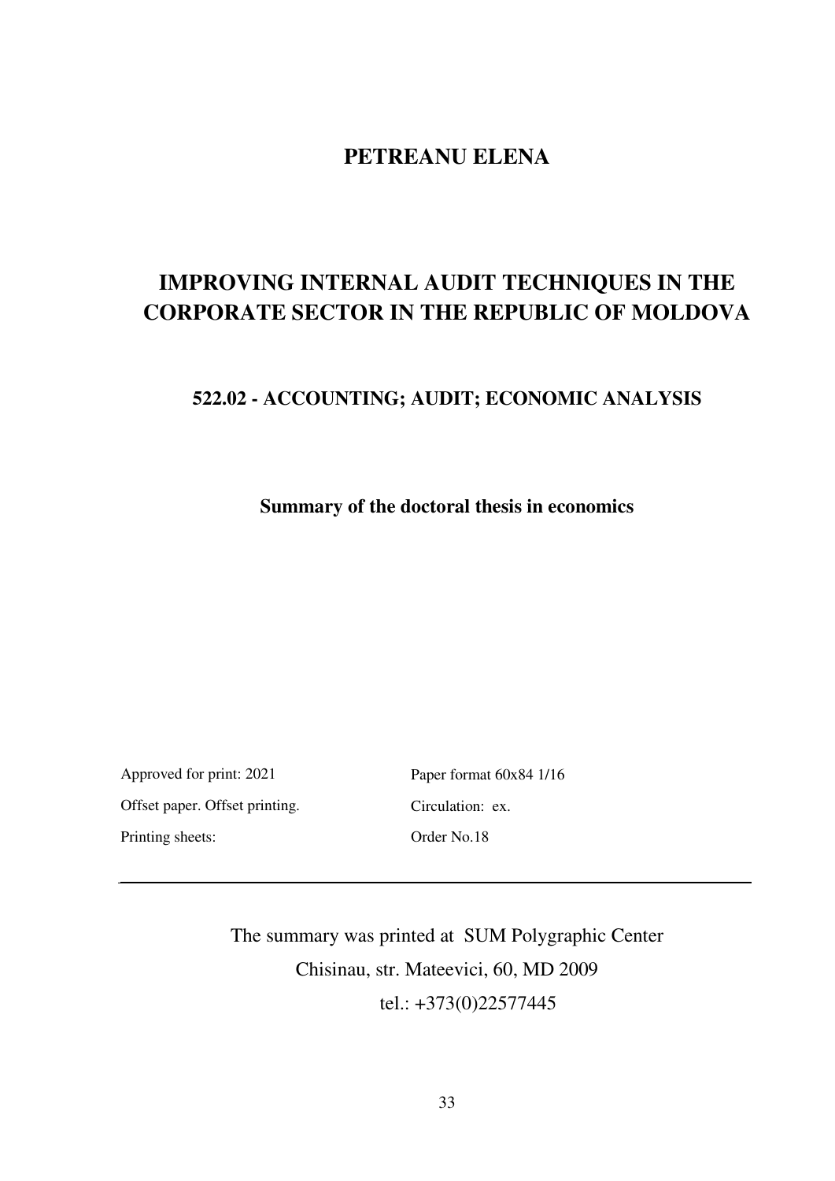**PETREANU ELENA**

# IMPROVING INTERNAL AUDIT TECHNIQUES IN THE CORPORATE SECTOR IN THE REPUBLIC OF MOLDOVA

## 522.02 - ACCOUNTING; AUDIT; ECONOMIC ANALYSIS

**Summary of the doctoral thesis in economics**

| | |
|---|---|
| Approved for print: 2021 | Paper format 60x84 1/16 |
| Offset paper. Offset printing. | Circulation: ex. |
| Printing sheets: | Order No.18 |

---

The summary was printed at SUM Polygraphic Center

Chisinau, str. Mateevici, 60, MD 2009

tel.: +373(0)22577445